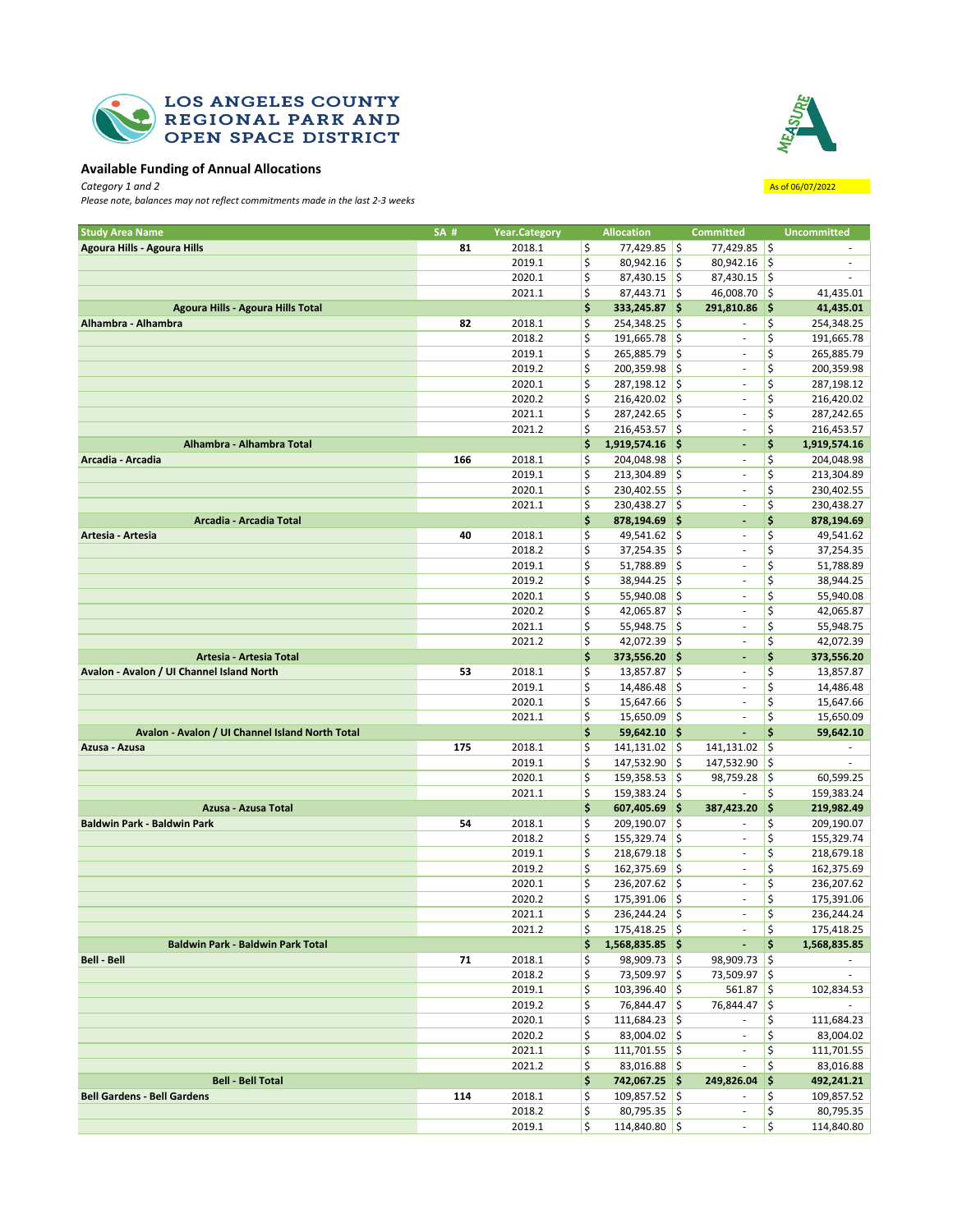LOS ANGELES COUNTY REGIONAL PARK AND OPEN SPACE DISTRICT

MEASURE A

## Available Funding of Annual Allocations

*Category 1 and 2*

*Please note, balances may not reflect commitments made in the last 2-3 weeks*

As of 06/07/2022

| Study Area Name | SA # | Year.Category | Allocation | Committed | Uncommitted |
|---|---|---|---|---|---|
| **Agoura Hills - Agoura Hills** | **81** | 2018.1 | $ 77,429.85 | $ 77,429.85 | $ - |
| | | 2019.1 | $ 80,942.16 | $ 80,942.16 | $ - |
| | | 2020.1 | $ 87,430.15 | $ 87,430.15 | $ - |
| | | 2021.1 | $ 87,443.71 | $ 46,008.70 | $ 41,435.01 |
| **Agoura Hills - Agoura Hills Total** | | | **$ 333,245.87** | **$ 291,810.86** | **$ 41,435.01** |
| **Alhambra - Alhambra** | **82** | 2018.1 | $ 254,348.25 | $ - | $ 254,348.25 |
| | | 2018.2 | $ 191,665.78 | $ - | $ 191,665.78 |
| | | 2019.1 | $ 265,885.79 | $ - | $ 265,885.79 |
| | | 2019.2 | $ 200,359.98 | $ - | $ 200,359.98 |
| | | 2020.1 | $ 287,198.12 | $ - | $ 287,198.12 |
| | | 2020.2 | $ 216,420.02 | $ - | $ 216,420.02 |
| | | 2021.1 | $ 287,242.65 | $ - | $ 287,242.65 |
| | | 2021.2 | $ 216,453.57 | $ - | $ 216,453.57 |
| **Alhambra - Alhambra Total** | | | **$ 1,919,574.16** | **$ -** | **$ 1,919,574.16** |
| **Arcadia - Arcadia** | **166** | 2018.1 | $ 204,048.98 | $ - | $ 204,048.98 |
| | | 2019.1 | $ 213,304.89 | $ - | $ 213,304.89 |
| | | 2020.1 | $ 230,402.55 | $ - | $ 230,402.55 |
| | | 2021.1 | $ 230,438.27 | $ - | $ 230,438.27 |
| **Arcadia - Arcadia Total** | | | **$ 878,194.69** | **$ -** | **$ 878,194.69** |
| **Artesia - Artesia** | **40** | 2018.1 | $ 49,541.62 | $ - | $ 49,541.62 |
| | | 2018.2 | $ 37,254.35 | $ - | $ 37,254.35 |
| | | 2019.1 | $ 51,788.89 | $ - | $ 51,788.89 |
| | | 2019.2 | $ 38,944.25 | $ - | $ 38,944.25 |
| | | 2020.1 | $ 55,940.08 | $ - | $ 55,940.08 |
| | | 2020.2 | $ 42,065.87 | $ - | $ 42,065.87 |
| | | 2021.1 | $ 55,948.75 | $ - | $ 55,948.75 |
| | | 2021.2 | $ 42,072.39 | $ - | $ 42,072.39 |
| **Artesia - Artesia Total** | | | **$ 373,556.20** | **$ -** | **$ 373,556.20** |
| **Avalon - Avalon / UI Channel Island North** | **53** | 2018.1 | $ 13,857.87 | $ - | $ 13,857.87 |
| | | 2019.1 | $ 14,486.48 | $ - | $ 14,486.48 |
| | | 2020.1 | $ 15,647.66 | $ - | $ 15,647.66 |
| | | 2021.1 | $ 15,650.09 | $ - | $ 15,650.09 |
| **Avalon - Avalon / UI Channel Island North Total** | | | **$ 59,642.10** | **$ -** | **$ 59,642.10** |
| **Azusa - Azusa** | **175** | 2018.1 | $ 141,131.02 | $ 141,131.02 | $ - |
| | | 2019.1 | $ 147,532.90 | $ 147,532.90 | $ - |
| | | 2020.1 | $ 159,358.53 | $ 98,759.28 | $ 60,599.25 |
| | | 2021.1 | $ 159,383.24 | $ - | $ 159,383.24 |
| **Azusa - Azusa Total** | | | **$ 607,405.69** | **$ 387,423.20** | **$ 219,982.49** |
| **Baldwin Park - Baldwin Park** | **54** | 2018.1 | $ 209,190.07 | $ - | $ 209,190.07 |
| | | 2018.2 | $ 155,329.74 | $ - | $ 155,329.74 |
| | | 2019.1 | $ 218,679.18 | $ - | $ 218,679.18 |
| | | 2019.2 | $ 162,375.69 | $ - | $ 162,375.69 |
| | | 2020.1 | $ 236,207.62 | $ - | $ 236,207.62 |
| | | 2020.2 | $ 175,391.06 | $ - | $ 175,391.06 |
| | | 2021.1 | $ 236,244.24 | $ - | $ 236,244.24 |
| | | 2021.2 | $ 175,418.25 | $ - | $ 175,418.25 |
| **Baldwin Park - Baldwin Park Total** | | | **$ 1,568,835.85** | **$ -** | **$ 1,568,835.85** |
| **Bell - Bell** | **71** | 2018.1 | $ 98,909.73 | $ 98,909.73 | $ - |
| | | 2018.2 | $ 73,509.97 | $ 73,509.97 | $ - |
| | | 2019.1 | $ 103,396.40 | $ 561.87 | $ 102,834.53 |
| | | 2019.2 | $ 76,844.47 | $ 76,844.47 | $ - |
| | | 2020.1 | $ 111,684.23 | $ - | $ 111,684.23 |
| | | 2020.2 | $ 83,004.02 | $ - | $ 83,004.02 |
| | | 2021.1 | $ 111,701.55 | $ - | $ 111,701.55 |
| | | 2021.2 | $ 83,016.88 | $ - | $ 83,016.88 |
| **Bell - Bell Total** | | | **$ 742,067.25** | **$ 249,826.04** | **$ 492,241.21** |
| **Bell Gardens - Bell Gardens** | **114** | 2018.1 | $ 109,857.52 | $ - | $ 109,857.52 |
| | | 2018.2 | $ 80,795.35 | $ - | $ 80,795.35 |
| | | 2019.1 | $ 114,840.80 | $ - | $ 114,840.80 |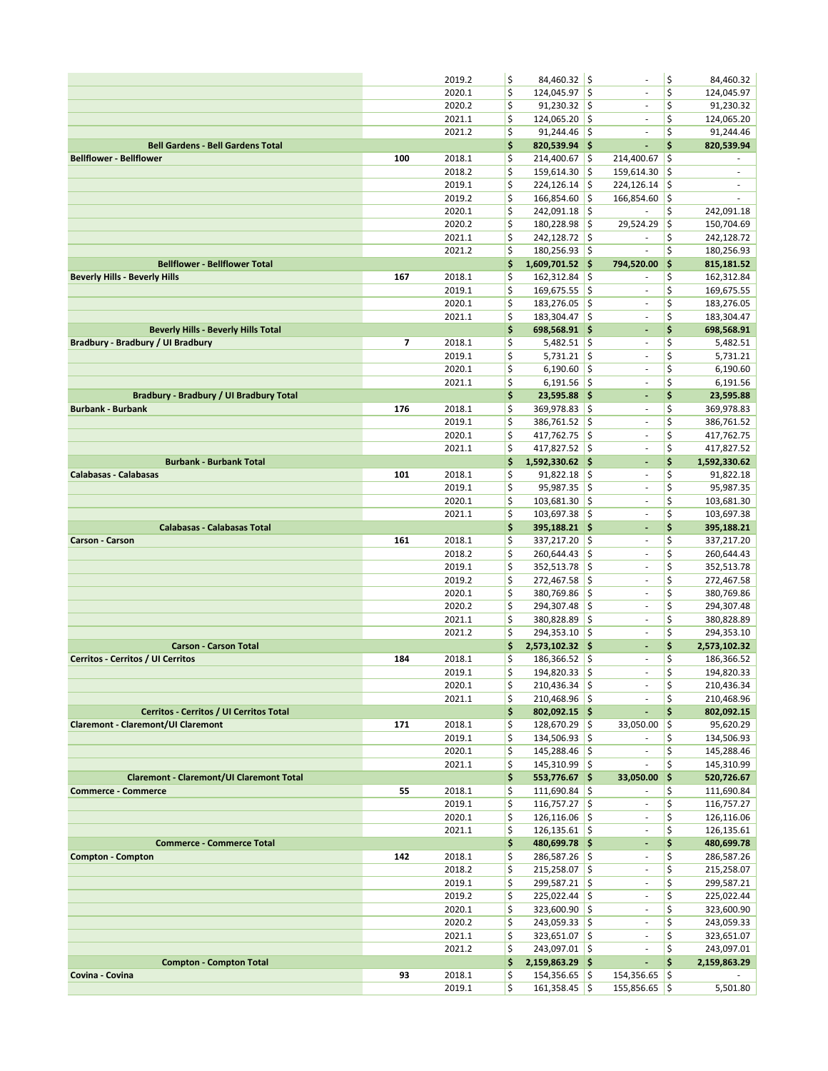| | | | | | |
|---|---|---|---|---|---|
| | | 2019.2 | $ 84,460.32 | $ - | $ 84,460.32 |
| | | 2020.1 | $ 124,045.97 | $ - | $ 124,045.97 |
| | | 2020.2 | $ 91,230.32 | $ - | $ 91,230.32 |
| | | 2021.1 | $ 124,065.20 | $ - | $ 124,065.20 |
| | | 2021.2 | $ 91,244.46 | $ - | $ 91,244.46 |
| **Bell Gardens - Bell Gardens Total** | | | **$ 820,539.94** | **$ -** | **$ 820,539.94** |
| **Bellflower - Bellflower** | **100** | 2018.1 | $ 214,400.67 | $ 214,400.67 | $ - |
| | | 2018.2 | $ 159,614.30 | $ 159,614.30 | $ - |
| | | 2019.1 | $ 224,126.14 | $ 224,126.14 | $ - |
| | | 2019.2 | $ 166,854.60 | $ 166,854.60 | $ - |
| | | 2020.1 | $ 242,091.18 | $ - | $ 242,091.18 |
| | | 2020.2 | $ 180,228.98 | $ 29,524.29 | $ 150,704.69 |
| | | 2021.1 | $ 242,128.72 | $ - | $ 242,128.72 |
| | | 2021.2 | $ 180,256.93 | $ - | $ 180,256.93 |
| **Bellflower - Bellflower Total** | | | **$ 1,609,701.52** | **$ 794,520.00** | **$ 815,181.52** |
| **Beverly Hills - Beverly Hills** | **167** | 2018.1 | $ 162,312.84 | $ - | $ 162,312.84 |
| | | 2019.1 | $ 169,675.55 | $ - | $ 169,675.55 |
| | | 2020.1 | $ 183,276.05 | $ - | $ 183,276.05 |
| | | 2021.1 | $ 183,304.47 | $ - | $ 183,304.47 |
| **Beverly Hills - Beverly Hills Total** | | | **$ 698,568.91** | **$ -** | **$ 698,568.91** |
| **Bradbury - Bradbury / UI Bradbury** | **7** | 2018.1 | $ 5,482.51 | $ - | $ 5,482.51 |
| | | 2019.1 | $ 5,731.21 | $ - | $ 5,731.21 |
| | | 2020.1 | $ 6,190.60 | $ - | $ 6,190.60 |
| | | 2021.1 | $ 6,191.56 | $ - | $ 6,191.56 |
| **Bradbury - Bradbury / UI Bradbury Total** | | | **$ 23,595.88** | **$ -** | **$ 23,595.88** |
| **Burbank - Burbank** | **176** | 2018.1 | $ 369,978.83 | $ - | $ 369,978.83 |
| | | 2019.1 | $ 386,761.52 | $ - | $ 386,761.52 |
| | | 2020.1 | $ 417,762.75 | $ - | $ 417,762.75 |
| | | 2021.1 | $ 417,827.52 | $ - | $ 417,827.52 |
| **Burbank - Burbank Total** | | | **$ 1,592,330.62** | **$ -** | **$ 1,592,330.62** |
| **Calabasas - Calabasas** | **101** | 2018.1 | $ 91,822.18 | $ - | $ 91,822.18 |
| | | 2019.1 | $ 95,987.35 | $ - | $ 95,987.35 |
| | | 2020.1 | $ 103,681.30 | $ - | $ 103,681.30 |
| | | 2021.1 | $ 103,697.38 | $ - | $ 103,697.38 |
| **Calabasas - Calabasas Total** | | | **$ 395,188.21** | **$ -** | **$ 395,188.21** |
| **Carson - Carson** | **161** | 2018.1 | $ 337,217.20 | $ - | $ 337,217.20 |
| | | 2018.2 | $ 260,644.43 | $ - | $ 260,644.43 |
| | | 2019.1 | $ 352,513.78 | $ - | $ 352,513.78 |
| | | 2019.2 | $ 272,467.58 | $ - | $ 272,467.58 |
| | | 2020.1 | $ 380,769.86 | $ - | $ 380,769.86 |
| | | 2020.2 | $ 294,307.48 | $ - | $ 294,307.48 |
| | | 2021.1 | $ 380,828.89 | $ - | $ 380,828.89 |
| | | 2021.2 | $ 294,353.10 | $ - | $ 294,353.10 |
| **Carson - Carson Total** | | | **$ 2,573,102.32** | **$ -** | **$ 2,573,102.32** |
| **Cerritos - Cerritos / UI Cerritos** | **184** | 2018.1 | $ 186,366.52 | $ - | $ 186,366.52 |
| | | 2019.1 | $ 194,820.33 | $ - | $ 194,820.33 |
| | | 2020.1 | $ 210,436.34 | $ - | $ 210,436.34 |
| | | 2021.1 | $ 210,468.96 | $ - | $ 210,468.96 |
| **Cerritos - Cerritos / UI Cerritos Total** | | | **$ 802,092.15** | **$ -** | **$ 802,092.15** |
| **Claremont - Claremont/UI Claremont** | **171** | 2018.1 | $ 128,670.29 | $ 33,050.00 | $ 95,620.29 |
| | | 2019.1 | $ 134,506.93 | $ - | $ 134,506.93 |
| | | 2020.1 | $ 145,288.46 | $ - | $ 145,288.46 |
| | | 2021.1 | $ 145,310.99 | $ - | $ 145,310.99 |
| **Claremont - Claremont/UI Claremont Total** | | | **$ 553,776.67** | **$ 33,050.00** | **$ 520,726.67** |
| **Commerce - Commerce** | **55** | 2018.1 | $ 111,690.84 | $ - | $ 111,690.84 |
| | | 2019.1 | $ 116,757.27 | $ - | $ 116,757.27 |
| | | 2020.1 | $ 126,116.06 | $ - | $ 126,116.06 |
| | | 2021.1 | $ 126,135.61 | $ - | $ 126,135.61 |
| **Commerce - Commerce Total** | | | **$ 480,699.78** | **$ -** | **$ 480,699.78** |
| **Compton - Compton** | **142** | 2018.1 | $ 286,587.26 | $ - | $ 286,587.26 |
| | | 2018.2 | $ 215,258.07 | $ - | $ 215,258.07 |
| | | 2019.1 | $ 299,587.21 | $ - | $ 299,587.21 |
| | | 2019.2 | $ 225,022.44 | $ - | $ 225,022.44 |
| | | 2020.1 | $ 323,600.90 | $ - | $ 323,600.90 |
| | | 2020.2 | $ 243,059.33 | $ - | $ 243,059.33 |
| | | 2021.1 | $ 323,651.07 | $ - | $ 323,651.07 |
| | | 2021.2 | $ 243,097.01 | $ - | $ 243,097.01 |
| **Compton - Compton Total** | | | **$ 2,159,863.29** | **$ -** | **$ 2,159,863.29** |
| **Covina - Covina** | **93** | 2018.1 | $ 154,356.65 | $ 154,356.65 | $ - |
| | | 2019.1 | $ 161,358.45 | $ 155,856.65 | $ 5,501.80 |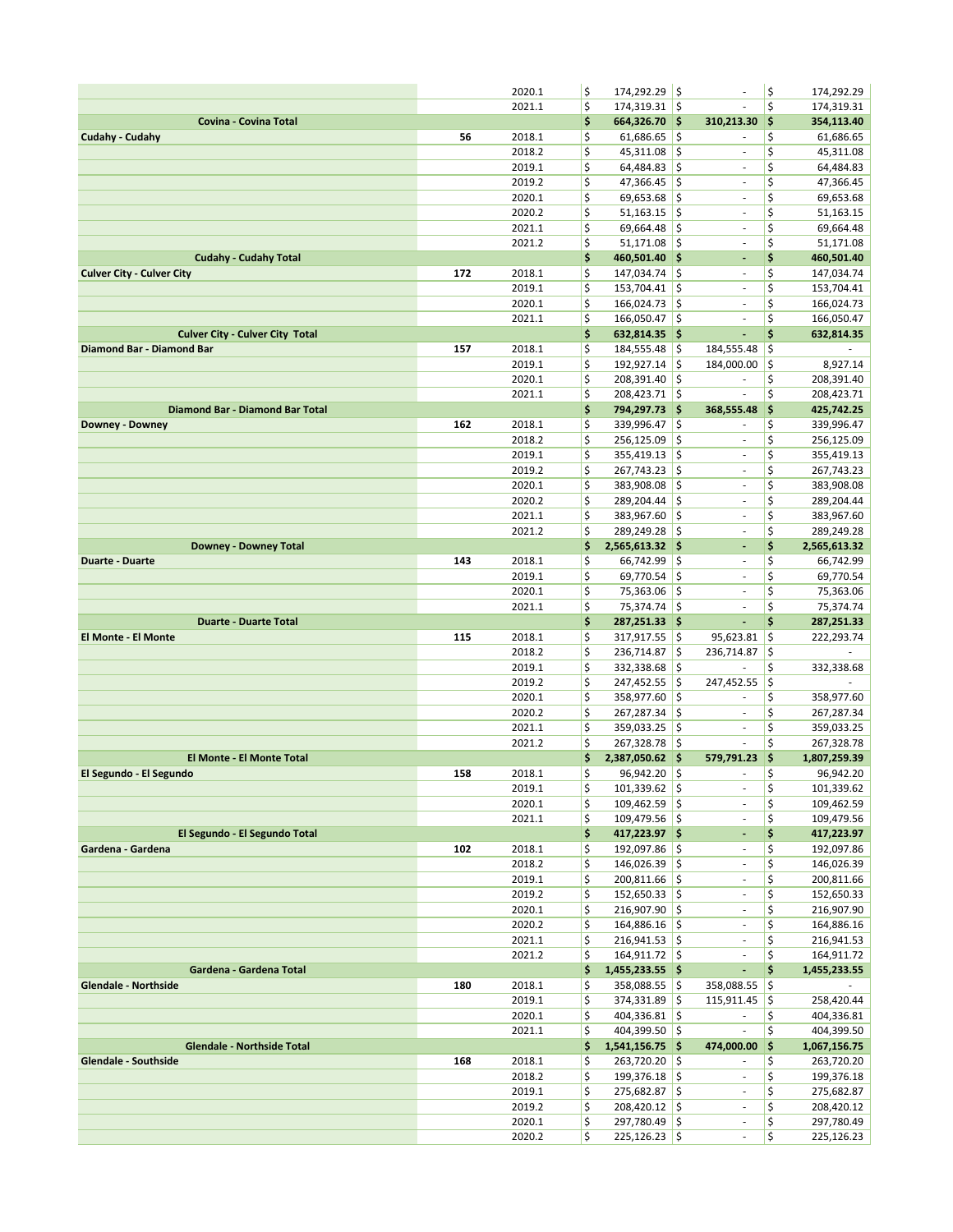| | | | | | |
|---|---|---|---|---|---|
| | | 2020.1 | $ 174,292.29 | $ - | $ 174,292.29 |
| | | 2021.1 | $ 174,319.31 | $ - | $ 174,319.31 |
| **Covina - Covina Total** | | | **$ 664,326.70** | **$ 310,213.30** | **$ 354,113.40** |
| **Cudahy - Cudahy** | **56** | 2018.1 | $ 61,686.65 | $ - | $ 61,686.65 |
| | | 2018.2 | $ 45,311.08 | $ - | $ 45,311.08 |
| | | 2019.1 | $ 64,484.83 | $ - | $ 64,484.83 |
| | | 2019.2 | $ 47,366.45 | $ - | $ 47,366.45 |
| | | 2020.1 | $ 69,653.68 | $ - | $ 69,653.68 |
| | | 2020.2 | $ 51,163.15 | $ - | $ 51,163.15 |
| | | 2021.1 | $ 69,664.48 | $ - | $ 69,664.48 |
| | | 2021.2 | $ 51,171.08 | $ - | $ 51,171.08 |
| **Cudahy - Cudahy Total** | | | **$ 460,501.40** | **$ -** | **$ 460,501.40** |
| **Culver City - Culver City** | **172** | 2018.1 | $ 147,034.74 | $ - | $ 147,034.74 |
| | | 2019.1 | $ 153,704.41 | $ - | $ 153,704.41 |
| | | 2020.1 | $ 166,024.73 | $ - | $ 166,024.73 |
| | | 2021.1 | $ 166,050.47 | $ - | $ 166,050.47 |
| **Culver City - Culver City Total** | | | **$ 632,814.35** | **$ -** | **$ 632,814.35** |
| **Diamond Bar - Diamond Bar** | **157** | 2018.1 | $ 184,555.48 | $ 184,555.48 | $ - |
| | | 2019.1 | $ 192,927.14 | $ 184,000.00 | $ 8,927.14 |
| | | 2020.1 | $ 208,391.40 | $ - | $ 208,391.40 |
| | | 2021.1 | $ 208,423.71 | $ - | $ 208,423.71 |
| **Diamond Bar - Diamond Bar Total** | | | **$ 794,297.73** | **$ 368,555.48** | **$ 425,742.25** |
| **Downey - Downey** | **162** | 2018.1 | $ 339,996.47 | $ - | $ 339,996.47 |
| | | 2018.2 | $ 256,125.09 | $ - | $ 256,125.09 |
| | | 2019.1 | $ 355,419.13 | $ - | $ 355,419.13 |
| | | 2019.2 | $ 267,743.23 | $ - | $ 267,743.23 |
| | | 2020.1 | $ 383,908.08 | $ - | $ 383,908.08 |
| | | 2020.2 | $ 289,204.44 | $ - | $ 289,204.44 |
| | | 2021.1 | $ 383,967.60 | $ - | $ 383,967.60 |
| | | 2021.2 | $ 289,249.28 | $ - | $ 289,249.28 |
| **Downey - Downey Total** | | | **$ 2,565,613.32** | **$ -** | **$ 2,565,613.32** |
| **Duarte - Duarte** | **143** | 2018.1 | $ 66,742.99 | $ - | $ 66,742.99 |
| | | 2019.1 | $ 69,770.54 | $ - | $ 69,770.54 |
| | | 2020.1 | $ 75,363.06 | $ - | $ 75,363.06 |
| | | 2021.1 | $ 75,374.74 | $ - | $ 75,374.74 |
| **Duarte - Duarte Total** | | | **$ 287,251.33** | **$ -** | **$ 287,251.33** |
| **El Monte - El Monte** | **115** | 2018.1 | $ 317,917.55 | $ 95,623.81 | $ 222,293.74 |
| | | 2018.2 | $ 236,714.87 | $ 236,714.87 | $ - |
| | | 2019.1 | $ 332,338.68 | $ - | $ 332,338.68 |
| | | 2019.2 | $ 247,452.55 | $ 247,452.55 | $ - |
| | | 2020.1 | $ 358,977.60 | $ - | $ 358,977.60 |
| | | 2020.2 | $ 267,287.34 | $ - | $ 267,287.34 |
| | | 2021.1 | $ 359,033.25 | $ - | $ 359,033.25 |
| | | 2021.2 | $ 267,328.78 | $ - | $ 267,328.78 |
| **El Monte - El Monte Total** | | | **$ 2,387,050.62** | **$ 579,791.23** | **$ 1,807,259.39** |
| **El Segundo - El Segundo** | **158** | 2018.1 | $ 96,942.20 | $ - | $ 96,942.20 |
| | | 2019.1 | $ 101,339.62 | $ - | $ 101,339.62 |
| | | 2020.1 | $ 109,462.59 | $ - | $ 109,462.59 |
| | | 2021.1 | $ 109,479.56 | $ - | $ 109,479.56 |
| **El Segundo - El Segundo Total** | | | **$ 417,223.97** | **$ -** | **$ 417,223.97** |
| **Gardena - Gardena** | **102** | 2018.1 | $ 192,097.86 | $ - | $ 192,097.86 |
| | | 2018.2 | $ 146,026.39 | $ - | $ 146,026.39 |
| | | 2019.1 | $ 200,811.66 | $ - | $ 200,811.66 |
| | | 2019.2 | $ 152,650.33 | $ - | $ 152,650.33 |
| | | 2020.1 | $ 216,907.90 | $ - | $ 216,907.90 |
| | | 2020.2 | $ 164,886.16 | $ - | $ 164,886.16 |
| | | 2021.1 | $ 216,941.53 | $ - | $ 216,941.53 |
| | | 2021.2 | $ 164,911.72 | $ - | $ 164,911.72 |
| **Gardena - Gardena Total** | | | **$ 1,455,233.55** | **$ -** | **$ 1,455,233.55** |
| **Glendale - Northside** | **180** | 2018.1 | $ 358,088.55 | $ 358,088.55 | $ - |
| | | 2019.1 | $ 374,331.89 | $ 115,911.45 | $ 258,420.44 |
| | | 2020.1 | $ 404,336.81 | $ - | $ 404,336.81 |
| | | 2021.1 | $ 404,399.50 | $ - | $ 404,399.50 |
| **Glendale - Northside Total** | | | **$ 1,541,156.75** | **$ 474,000.00** | **$ 1,067,156.75** |
| **Glendale - Southside** | **168** | 2018.1 | $ 263,720.20 | $ - | $ 263,720.20 |
| | | 2018.2 | $ 199,376.18 | $ - | $ 199,376.18 |
| | | 2019.1 | $ 275,682.87 | $ - | $ 275,682.87 |
| | | 2019.2 | $ 208,420.12 | $ - | $ 208,420.12 |
| | | 2020.1 | $ 297,780.49 | $ - | $ 297,780.49 |
| | | 2020.2 | $ 225,126.23 | $ - | $ 225,126.23 |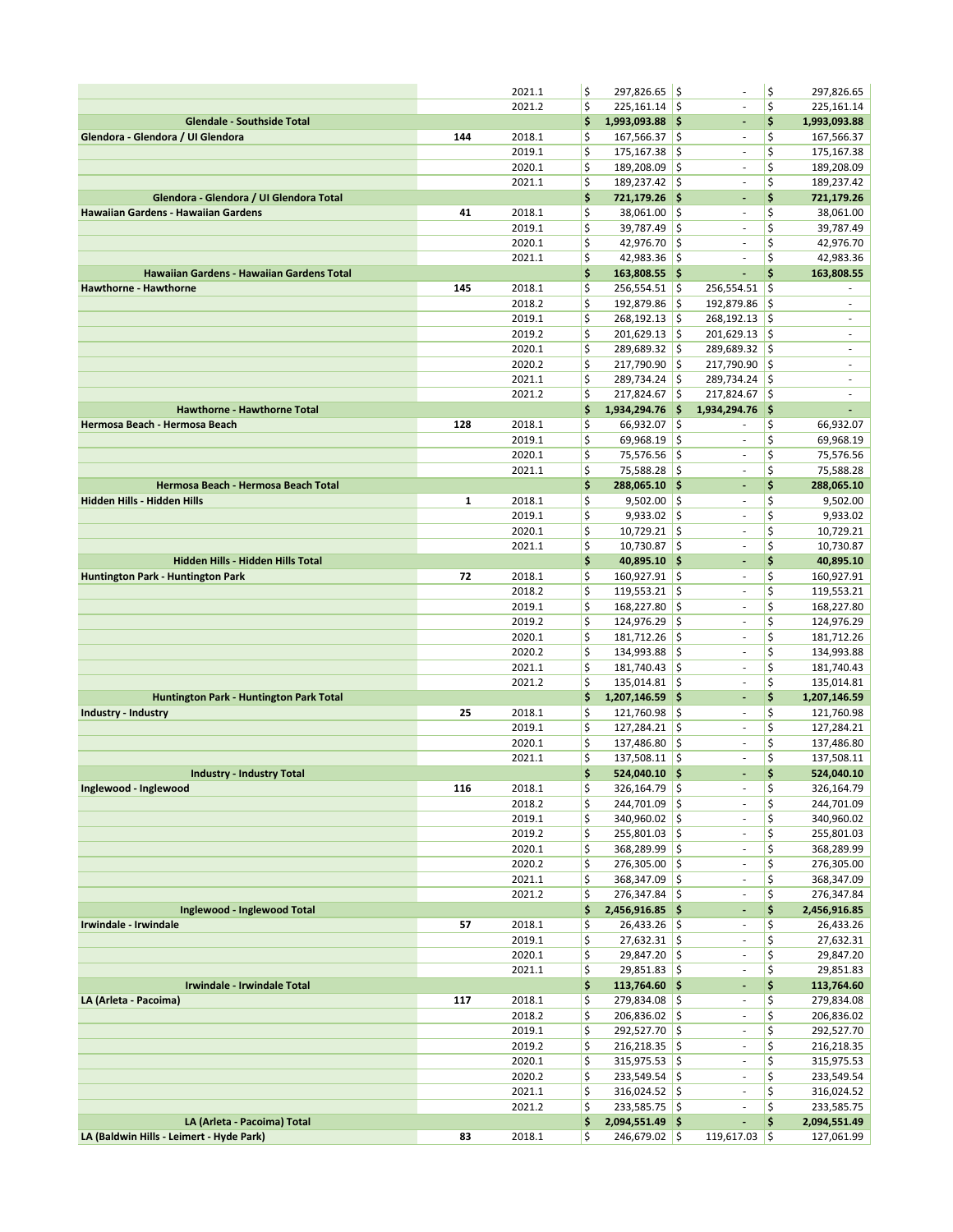| | | | | | |
|---|---|---|---|---|---|
| | | 2021.1 | $ 297,826.65 | $ - | $ 297,826.65 |
| | | 2021.2 | $ 225,161.14 | $ - | $ 225,161.14 |
| **Glendale - Southside Total** | | | **$ 1,993,093.88** | **$ -** | **$ 1,993,093.88** |
| **Glendora - Glendora / UI Glendora** | **144** | 2018.1 | $ 167,566.37 | $ - | $ 167,566.37 |
| | | 2019.1 | $ 175,167.38 | $ - | $ 175,167.38 |
| | | 2020.1 | $ 189,208.09 | $ - | $ 189,208.09 |
| | | 2021.1 | $ 189,237.42 | $ - | $ 189,237.42 |
| **Glendora - Glendora / UI Glendora Total** | | | **$ 721,179.26** | **$ -** | **$ 721,179.26** |
| **Hawaiian Gardens - Hawaiian Gardens** | **41** | 2018.1 | $ 38,061.00 | $ - | $ 38,061.00 |
| | | 2019.1 | $ 39,787.49 | $ - | $ 39,787.49 |
| | | 2020.1 | $ 42,976.70 | $ - | $ 42,976.70 |
| | | 2021.1 | $ 42,983.36 | $ - | $ 42,983.36 |
| **Hawaiian Gardens - Hawaiian Gardens Total** | | | **$ 163,808.55** | **$ -** | **$ 163,808.55** |
| **Hawthorne - Hawthorne** | **145** | 2018.1 | $ 256,554.51 | $ 256,554.51 | $ - |
| | | 2018.2 | $ 192,879.86 | $ 192,879.86 | $ - |
| | | 2019.1 | $ 268,192.13 | $ 268,192.13 | $ - |
| | | 2019.2 | $ 201,629.13 | $ 201,629.13 | $ - |
| | | 2020.1 | $ 289,689.32 | $ 289,689.32 | $ - |
| | | 2020.2 | $ 217,790.90 | $ 217,790.90 | $ - |
| | | 2021.1 | $ 289,734.24 | $ 289,734.24 | $ - |
| | | 2021.2 | $ 217,824.67 | $ 217,824.67 | $ - |
| **Hawthorne - Hawthorne Total** | | | **$ 1,934,294.76** | **$ 1,934,294.76** | **$ -** |
| **Hermosa Beach - Hermosa Beach** | **128** | 2018.1 | $ 66,932.07 | $ - | $ 66,932.07 |
| | | 2019.1 | $ 69,968.19 | $ - | $ 69,968.19 |
| | | 2020.1 | $ 75,576.56 | $ - | $ 75,576.56 |
| | | 2021.1 | $ 75,588.28 | $ - | $ 75,588.28 |
| **Hermosa Beach - Hermosa Beach Total** | | | **$ 288,065.10** | **$ -** | **$ 288,065.10** |
| **Hidden Hills - Hidden Hills** | **1** | 2018.1 | $ 9,502.00 | $ - | $ 9,502.00 |
| | | 2019.1 | $ 9,933.02 | $ - | $ 9,933.02 |
| | | 2020.1 | $ 10,729.21 | $ - | $ 10,729.21 |
| | | 2021.1 | $ 10,730.87 | $ - | $ 10,730.87 |
| **Hidden Hills - Hidden Hills Total** | | | **$ 40,895.10** | **$ -** | **$ 40,895.10** |
| **Huntington Park - Huntington Park** | **72** | 2018.1 | $ 160,927.91 | $ - | $ 160,927.91 |
| | | 2018.2 | $ 119,553.21 | $ - | $ 119,553.21 |
| | | 2019.1 | $ 168,227.80 | $ - | $ 168,227.80 |
| | | 2019.2 | $ 124,976.29 | $ - | $ 124,976.29 |
| | | 2020.1 | $ 181,712.26 | $ - | $ 181,712.26 |
| | | 2020.2 | $ 134,993.88 | $ - | $ 134,993.88 |
| | | 2021.1 | $ 181,740.43 | $ - | $ 181,740.43 |
| | | 2021.2 | $ 135,014.81 | $ - | $ 135,014.81 |
| **Huntington Park - Huntington Park Total** | | | **$ 1,207,146.59** | **$ -** | **$ 1,207,146.59** |
| **Industry - Industry** | **25** | 2018.1 | $ 121,760.98 | $ - | $ 121,760.98 |
| | | 2019.1 | $ 127,284.21 | $ - | $ 127,284.21 |
| | | 2020.1 | $ 137,486.80 | $ - | $ 137,486.80 |
| | | 2021.1 | $ 137,508.11 | $ - | $ 137,508.11 |
| **Industry - Industry Total** | | | **$ 524,040.10** | **$ -** | **$ 524,040.10** |
| **Inglewood - Inglewood** | **116** | 2018.1 | $ 326,164.79 | $ - | $ 326,164.79 |
| | | 2018.2 | $ 244,701.09 | $ - | $ 244,701.09 |
| | | 2019.1 | $ 340,960.02 | $ - | $ 340,960.02 |
| | | 2019.2 | $ 255,801.03 | $ - | $ 255,801.03 |
| | | 2020.1 | $ 368,289.99 | $ - | $ 368,289.99 |
| | | 2020.2 | $ 276,305.00 | $ - | $ 276,305.00 |
| | | 2021.1 | $ 368,347.09 | $ - | $ 368,347.09 |
| | | 2021.2 | $ 276,347.84 | $ - | $ 276,347.84 |
| **Inglewood - Inglewood Total** | | | **$ 2,456,916.85** | **$ -** | **$ 2,456,916.85** |
| **Irwindale - Irwindale** | **57** | 2018.1 | $ 26,433.26 | $ - | $ 26,433.26 |
| | | 2019.1 | $ 27,632.31 | $ - | $ 27,632.31 |
| | | 2020.1 | $ 29,847.20 | $ - | $ 29,847.20 |
| | | 2021.1 | $ 29,851.83 | $ - | $ 29,851.83 |
| **Irwindale - Irwindale Total** | | | **$ 113,764.60** | **$ -** | **$ 113,764.60** |
| **LA (Arleta - Pacoima)** | **117** | 2018.1 | $ 279,834.08 | $ - | $ 279,834.08 |
| | | 2018.2 | $ 206,836.02 | $ - | $ 206,836.02 |
| | | 2019.1 | $ 292,527.70 | $ - | $ 292,527.70 |
| | | 2019.2 | $ 216,218.35 | $ - | $ 216,218.35 |
| | | 2020.1 | $ 315,975.53 | $ - | $ 315,975.53 |
| | | 2020.2 | $ 233,549.54 | $ - | $ 233,549.54 |
| | | 2021.1 | $ 316,024.52 | $ - | $ 316,024.52 |
| | | 2021.2 | $ 233,585.75 | $ - | $ 233,585.75 |
| **LA (Arleta - Pacoima) Total** | | | **$ 2,094,551.49** | **$ -** | **$ 2,094,551.49** |
| **LA (Baldwin Hills - Leimert - Hyde Park)** | **83** | 2018.1 | $ 246,679.02 | $ 119,617.03 | $ 127,061.99 |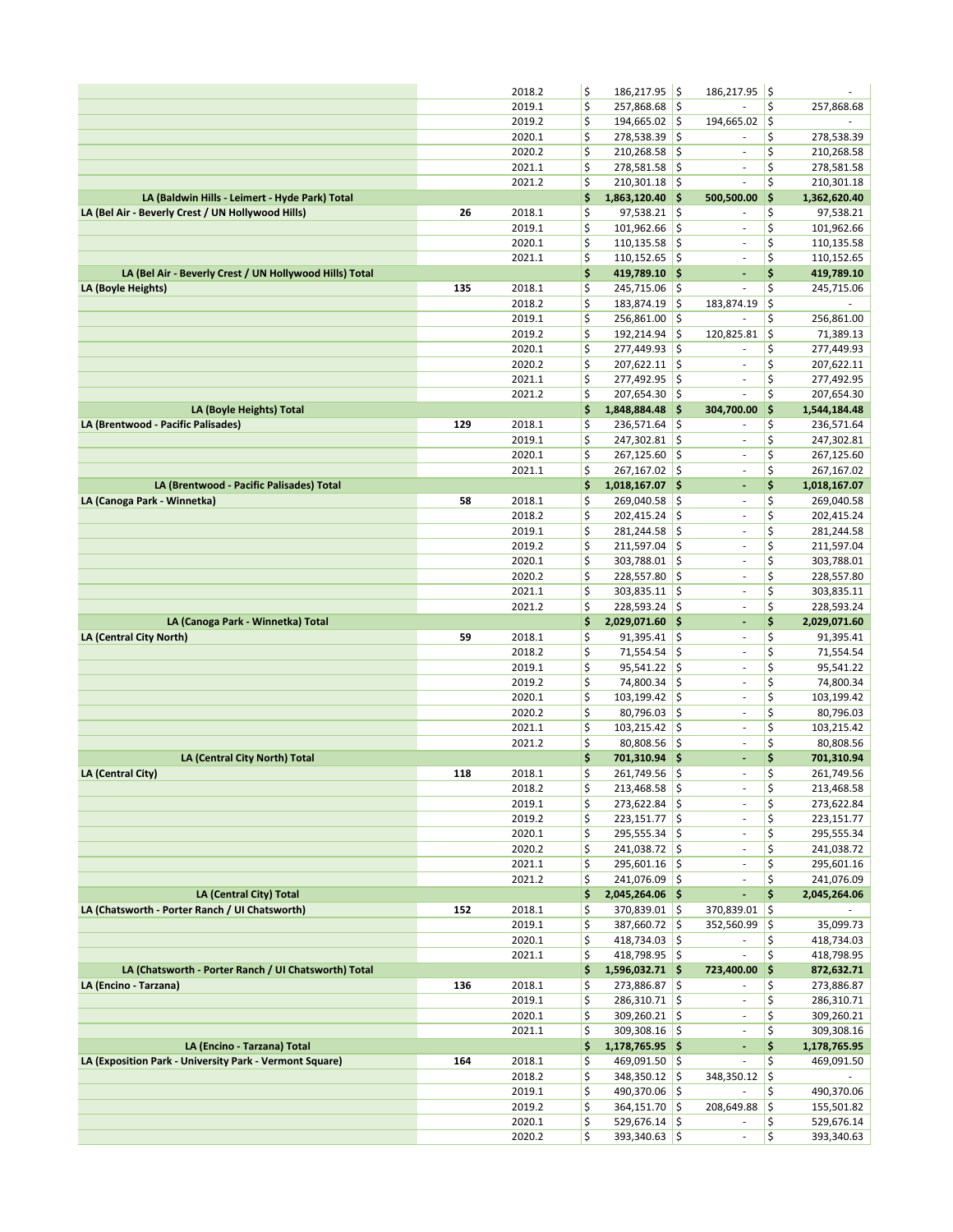| | | | | | |
|---|---|---|---|---|---|
| | | 2018.2 | $ 186,217.95 | $ 186,217.95 | $ - |
| | | 2019.1 | $ 257,868.68 | $ - | $ 257,868.68 |
| | | 2019.2 | $ 194,665.02 | $ 194,665.02 | $ - |
| | | 2020.1 | $ 278,538.39 | $ - | $ 278,538.39 |
| | | 2020.2 | $ 210,268.58 | $ - | $ 210,268.58 |
| | | 2021.1 | $ 278,581.58 | $ - | $ 278,581.58 |
| | | 2021.2 | $ 210,301.18 | $ - | $ 210,301.18 |
| **LA (Baldwin Hills - Leimert - Hyde Park) Total** | | | **$ 1,863,120.40** | **$ 500,500.00** | **$ 1,362,620.40** |
| **LA (Bel Air - Beverly Crest / UN Hollywood Hills)** | **26** | 2018.1 | $ 97,538.21 | $ - | $ 97,538.21 |
| | | 2019.1 | $ 101,962.66 | $ - | $ 101,962.66 |
| | | 2020.1 | $ 110,135.58 | $ - | $ 110,135.58 |
| | | 2021.1 | $ 110,152.65 | $ - | $ 110,152.65 |
| **LA (Bel Air - Beverly Crest / UN Hollywood Hills) Total** | | | **$ 419,789.10** | **$ -** | **$ 419,789.10** |
| **LA (Boyle Heights)** | **135** | 2018.1 | $ 245,715.06 | $ - | $ 245,715.06 |
| | | 2018.2 | $ 183,874.19 | $ 183,874.19 | $ - |
| | | 2019.1 | $ 256,861.00 | $ - | $ 256,861.00 |
| | | 2019.2 | $ 192,214.94 | $ 120,825.81 | $ 71,389.13 |
| | | 2020.1 | $ 277,449.93 | $ - | $ 277,449.93 |
| | | 2020.2 | $ 207,622.11 | $ - | $ 207,622.11 |
| | | 2021.1 | $ 277,492.95 | $ - | $ 277,492.95 |
| | | 2021.2 | $ 207,654.30 | $ - | $ 207,654.30 |
| **LA (Boyle Heights) Total** | | | **$ 1,848,884.48** | **$ 304,700.00** | **$ 1,544,184.48** |
| **LA (Brentwood - Pacific Palisades)** | **129** | 2018.1 | $ 236,571.64 | $ - | $ 236,571.64 |
| | | 2019.1 | $ 247,302.81 | $ - | $ 247,302.81 |
| | | 2020.1 | $ 267,125.60 | $ - | $ 267,125.60 |
| | | 2021.1 | $ 267,167.02 | $ - | $ 267,167.02 |
| **LA (Brentwood - Pacific Palisades) Total** | | | **$ 1,018,167.07** | **$ -** | **$ 1,018,167.07** |
| **LA (Canoga Park - Winnetka)** | **58** | 2018.1 | $ 269,040.58 | $ - | $ 269,040.58 |
| | | 2018.2 | $ 202,415.24 | $ - | $ 202,415.24 |
| | | 2019.1 | $ 281,244.58 | $ - | $ 281,244.58 |
| | | 2019.2 | $ 211,597.04 | $ - | $ 211,597.04 |
| | | 2020.1 | $ 303,788.01 | $ - | $ 303,788.01 |
| | | 2020.2 | $ 228,557.80 | $ - | $ 228,557.80 |
| | | 2021.1 | $ 303,835.11 | $ - | $ 303,835.11 |
| | | 2021.2 | $ 228,593.24 | $ - | $ 228,593.24 |
| **LA (Canoga Park - Winnetka) Total** | | | **$ 2,029,071.60** | **$ -** | **$ 2,029,071.60** |
| **LA (Central City North)** | **59** | 2018.1 | $ 91,395.41 | $ - | $ 91,395.41 |
| | | 2018.2 | $ 71,554.54 | $ - | $ 71,554.54 |
| | | 2019.1 | $ 95,541.22 | $ - | $ 95,541.22 |
| | | 2019.2 | $ 74,800.34 | $ - | $ 74,800.34 |
| | | 2020.1 | $ 103,199.42 | $ - | $ 103,199.42 |
| | | 2020.2 | $ 80,796.03 | $ - | $ 80,796.03 |
| | | 2021.1 | $ 103,215.42 | $ - | $ 103,215.42 |
| | | 2021.2 | $ 80,808.56 | $ - | $ 80,808.56 |
| **LA (Central City North) Total** | | | **$ 701,310.94** | **$ -** | **$ 701,310.94** |
| **LA (Central City)** | **118** | 2018.1 | $ 261,749.56 | $ - | $ 261,749.56 |
| | | 2018.2 | $ 213,468.58 | $ - | $ 213,468.58 |
| | | 2019.1 | $ 273,622.84 | $ - | $ 273,622.84 |
| | | 2019.2 | $ 223,151.77 | $ - | $ 223,151.77 |
| | | 2020.1 | $ 295,555.34 | $ - | $ 295,555.34 |
| | | 2020.2 | $ 241,038.72 | $ - | $ 241,038.72 |
| | | 2021.1 | $ 295,601.16 | $ - | $ 295,601.16 |
| | | 2021.2 | $ 241,076.09 | $ - | $ 241,076.09 |
| **LA (Central City) Total** | | | **$ 2,045,264.06** | **$ -** | **$ 2,045,264.06** |
| **LA (Chatsworth - Porter Ranch / UI Chatsworth)** | **152** | 2018.1 | $ 370,839.01 | $ 370,839.01 | $ - |
| | | 2019.1 | $ 387,660.72 | $ 352,560.99 | $ 35,099.73 |
| | | 2020.1 | $ 418,734.03 | $ - | $ 418,734.03 |
| | | 2021.1 | $ 418,798.95 | $ - | $ 418,798.95 |
| **LA (Chatsworth - Porter Ranch / UI Chatsworth) Total** | | | **$ 1,596,032.71** | **$ 723,400.00** | **$ 872,632.71** |
| **LA (Encino - Tarzana)** | **136** | 2018.1 | $ 273,886.87 | $ - | $ 273,886.87 |
| | | 2019.1 | $ 286,310.71 | $ - | $ 286,310.71 |
| | | 2020.1 | $ 309,260.21 | $ - | $ 309,260.21 |
| | | 2021.1 | $ 309,308.16 | $ - | $ 309,308.16 |
| **LA (Encino - Tarzana) Total** | | | **$ 1,178,765.95** | **$ -** | **$ 1,178,765.95** |
| **LA (Exposition Park - University Park - Vermont Square)** | **164** | 2018.1 | $ 469,091.50 | $ - | $ 469,091.50 |
| | | 2018.2 | $ 348,350.12 | $ 348,350.12 | $ - |
| | | 2019.1 | $ 490,370.06 | $ - | $ 490,370.06 |
| | | 2019.2 | $ 364,151.70 | $ 208,649.88 | $ 155,501.82 |
| | | 2020.1 | $ 529,676.14 | $ - | $ 529,676.14 |
| | | 2020.2 | $ 393,340.63 | $ - | $ 393,340.63 |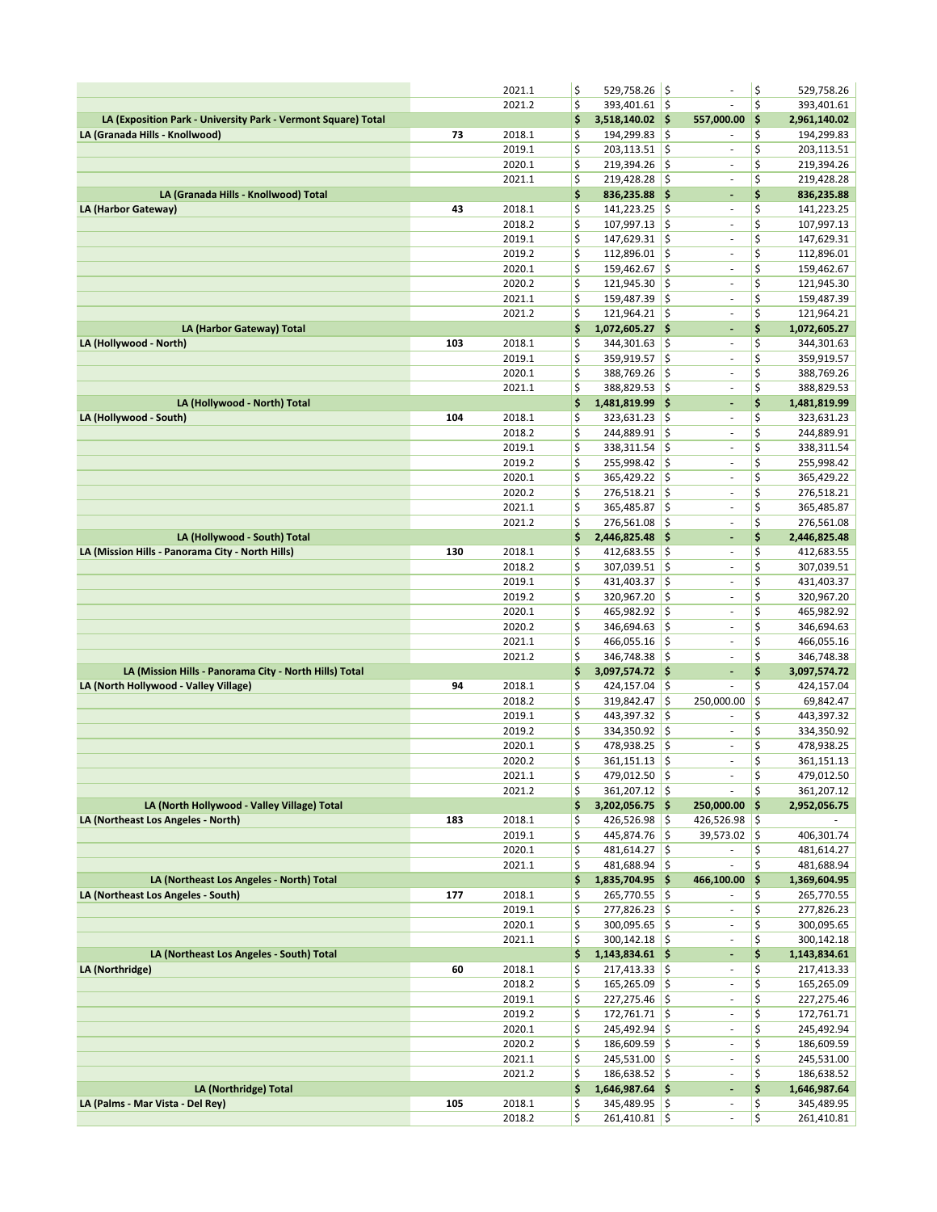| | | | | | |
|---|---|---|---|---|---|
| | | 2021.1 | $ 529,758.26 | $ - | $ 529,758.26 |
| | | 2021.2 | $ 393,401.61 | $ - | $ 393,401.61 |
| **LA (Exposition Park - University Park - Vermont Square) Total** | | | **$ 3,518,140.02** | **$ 557,000.00** | **$ 2,961,140.02** |
| **LA (Granada Hills - Knollwood)** | **73** | 2018.1 | $ 194,299.83 | $ - | $ 194,299.83 |
| | | 2019.1 | $ 203,113.51 | $ - | $ 203,113.51 |
| | | 2020.1 | $ 219,394.26 | $ - | $ 219,394.26 |
| | | 2021.1 | $ 219,428.28 | $ - | $ 219,428.28 |
| **LA (Granada Hills - Knollwood) Total** | | | **$ 836,235.88** | **$ -** | **$ 836,235.88** |
| **LA (Harbor Gateway)** | **43** | 2018.1 | $ 141,223.25 | $ - | $ 141,223.25 |
| | | 2018.2 | $ 107,997.13 | $ - | $ 107,997.13 |
| | | 2019.1 | $ 147,629.31 | $ - | $ 147,629.31 |
| | | 2019.2 | $ 112,896.01 | $ - | $ 112,896.01 |
| | | 2020.1 | $ 159,462.67 | $ - | $ 159,462.67 |
| | | 2020.2 | $ 121,945.30 | $ - | $ 121,945.30 |
| | | 2021.1 | $ 159,487.39 | $ - | $ 159,487.39 |
| | | 2021.2 | $ 121,964.21 | $ - | $ 121,964.21 |
| **LA (Harbor Gateway) Total** | | | **$ 1,072,605.27** | **$ -** | **$ 1,072,605.27** |
| **LA (Hollywood - North)** | **103** | 2018.1 | $ 344,301.63 | $ - | $ 344,301.63 |
| | | 2019.1 | $ 359,919.57 | $ - | $ 359,919.57 |
| | | 2020.1 | $ 388,769.26 | $ - | $ 388,769.26 |
| | | 2021.1 | $ 388,829.53 | $ - | $ 388,829.53 |
| **LA (Hollywood - North) Total** | | | **$ 1,481,819.99** | **$ -** | **$ 1,481,819.99** |
| **LA (Hollywood - South)** | **104** | 2018.1 | $ 323,631.23 | $ - | $ 323,631.23 |
| | | 2018.2 | $ 244,889.91 | $ - | $ 244,889.91 |
| | | 2019.1 | $ 338,311.54 | $ - | $ 338,311.54 |
| | | 2019.2 | $ 255,998.42 | $ - | $ 255,998.42 |
| | | 2020.1 | $ 365,429.22 | $ - | $ 365,429.22 |
| | | 2020.2 | $ 276,518.21 | $ - | $ 276,518.21 |
| | | 2021.1 | $ 365,485.87 | $ - | $ 365,485.87 |
| | | 2021.2 | $ 276,561.08 | $ - | $ 276,561.08 |
| **LA (Hollywood - South) Total** | | | **$ 2,446,825.48** | **$ -** | **$ 2,446,825.48** |
| **LA (Mission Hills - Panorama City - North Hills)** | **130** | 2018.1 | $ 412,683.55 | $ - | $ 412,683.55 |
| | | 2018.2 | $ 307,039.51 | $ - | $ 307,039.51 |
| | | 2019.1 | $ 431,403.37 | $ - | $ 431,403.37 |
| | | 2019.2 | $ 320,967.20 | $ - | $ 320,967.20 |
| | | 2020.1 | $ 465,982.92 | $ - | $ 465,982.92 |
| | | 2020.2 | $ 346,694.63 | $ - | $ 346,694.63 |
| | | 2021.1 | $ 466,055.16 | $ - | $ 466,055.16 |
| | | 2021.2 | $ 346,748.38 | $ - | $ 346,748.38 |
| **LA (Mission Hills - Panorama City - North Hills) Total** | | | **$ 3,097,574.72** | **$ -** | **$ 3,097,574.72** |
| **LA (North Hollywood - Valley Village)** | **94** | 2018.1 | $ 424,157.04 | $ - | $ 424,157.04 |
| | | 2018.2 | $ 319,842.47 | $ 250,000.00 | $ 69,842.47 |
| | | 2019.1 | $ 443,397.32 | $ - | $ 443,397.32 |
| | | 2019.2 | $ 334,350.92 | $ - | $ 334,350.92 |
| | | 2020.1 | $ 478,938.25 | $ - | $ 478,938.25 |
| | | 2020.2 | $ 361,151.13 | $ - | $ 361,151.13 |
| | | 2021.1 | $ 479,012.50 | $ - | $ 479,012.50 |
| | | 2021.2 | $ 361,207.12 | $ - | $ 361,207.12 |
| **LA (North Hollywood - Valley Village) Total** | | | **$ 3,202,056.75** | **$ 250,000.00** | **$ 2,952,056.75** |
| **LA (Northeast Los Angeles - North)** | **183** | 2018.1 | $ 426,526.98 | $ 426,526.98 | $ - |
| | | 2019.1 | $ 445,874.76 | $ 39,573.02 | $ 406,301.74 |
| | | 2020.1 | $ 481,614.27 | $ - | $ 481,614.27 |
| | | 2021.1 | $ 481,688.94 | $ - | $ 481,688.94 |
| **LA (Northeast Los Angeles - North) Total** | | | **$ 1,835,704.95** | **$ 466,100.00** | **$ 1,369,604.95** |
| **LA (Northeast Los Angeles - South)** | **177** | 2018.1 | $ 265,770.55 | $ - | $ 265,770.55 |
| | | 2019.1 | $ 277,826.23 | $ - | $ 277,826.23 |
| | | 2020.1 | $ 300,095.65 | $ - | $ 300,095.65 |
| | | 2021.1 | $ 300,142.18 | $ - | $ 300,142.18 |
| **LA (Northeast Los Angeles - South) Total** | | | **$ 1,143,834.61** | **$ -** | **$ 1,143,834.61** |
| **LA (Northridge)** | **60** | 2018.1 | $ 217,413.33 | $ - | $ 217,413.33 |
| | | 2018.2 | $ 165,265.09 | $ - | $ 165,265.09 |
| | | 2019.1 | $ 227,275.46 | $ - | $ 227,275.46 |
| | | 2019.2 | $ 172,761.71 | $ - | $ 172,761.71 |
| | | 2020.1 | $ 245,492.94 | $ - | $ 245,492.94 |
| | | 2020.2 | $ 186,609.59 | $ - | $ 186,609.59 |
| | | 2021.1 | $ 245,531.00 | $ - | $ 245,531.00 |
| | | 2021.2 | $ 186,638.52 | $ - | $ 186,638.52 |
| **LA (Northridge) Total** | | | **$ 1,646,987.64** | **$ -** | **$ 1,646,987.64** |
| **LA (Palms - Mar Vista - Del Rey)** | **105** | 2018.1 | $ 345,489.95 | $ - | $ 345,489.95 |
| | | 2018.2 | $ 261,410.81 | $ - | $ 261,410.81 |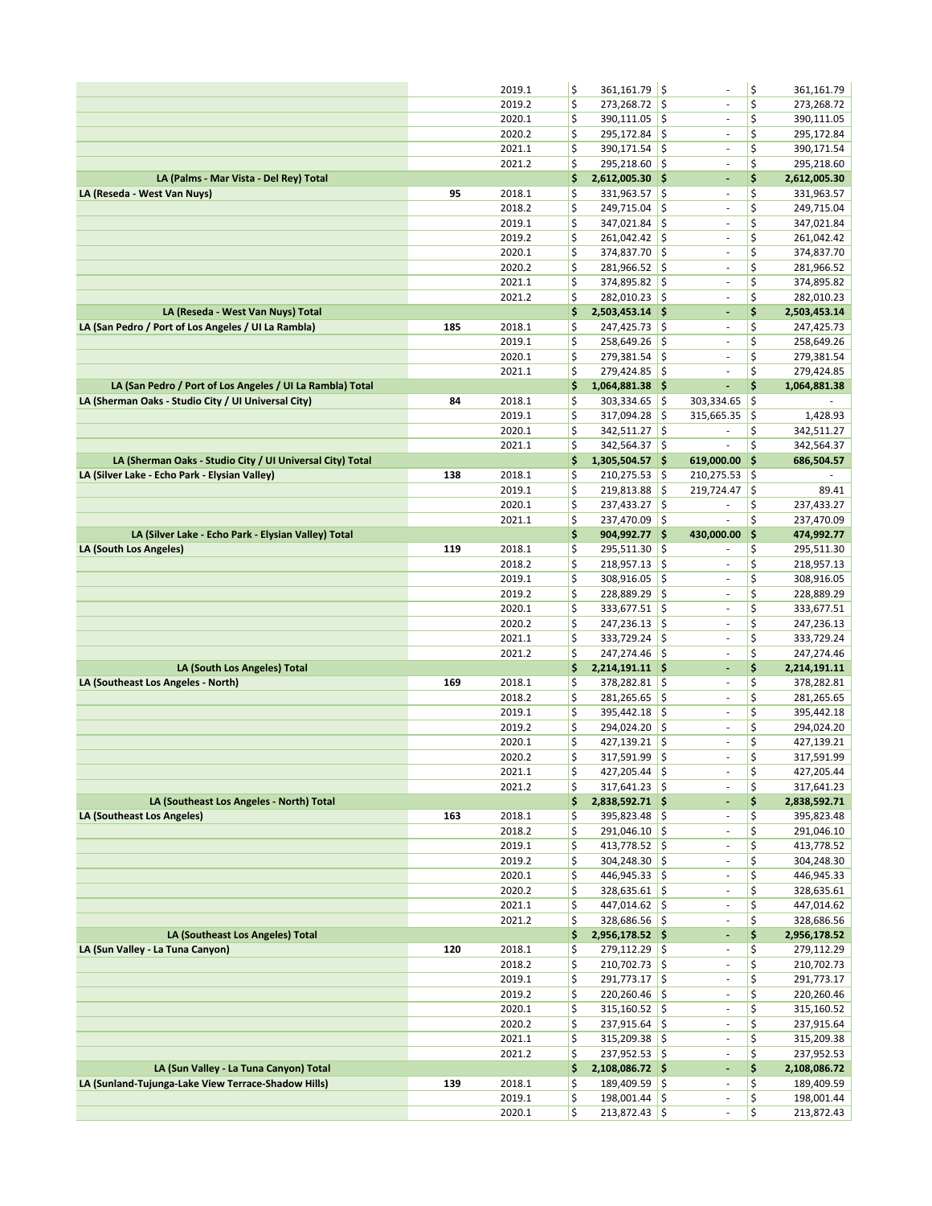|  |  |  |  |  |  |
|---|---|---|---|---|---|
|  |  | 2019.1 | $ 361,161.79 | $ - | $ 361,161.79 |
|  |  | 2019.2 | $ 273,268.72 | $ - | $ 273,268.72 |
|  |  | 2020.1 | $ 390,111.05 | $ - | $ 390,111.05 |
|  |  | 2020.2 | $ 295,172.84 | $ - | $ 295,172.84 |
|  |  | 2021.1 | $ 390,171.54 | $ - | $ 390,171.54 |
|  |  | 2021.2 | $ 295,218.60 | $ - | $ 295,218.60 |
| **LA (Palms - Mar Vista - Del Rey) Total** |  |  | **$ 2,612,005.30** | **$ -** | **$ 2,612,005.30** |
| **LA (Reseda - West Van Nuys)** | **95** | 2018.1 | $ 331,963.57 | $ - | $ 331,963.57 |
|  |  | 2018.2 | $ 249,715.04 | $ - | $ 249,715.04 |
|  |  | 2019.1 | $ 347,021.84 | $ - | $ 347,021.84 |
|  |  | 2019.2 | $ 261,042.42 | $ - | $ 261,042.42 |
|  |  | 2020.1 | $ 374,837.70 | $ - | $ 374,837.70 |
|  |  | 2020.2 | $ 281,966.52 | $ - | $ 281,966.52 |
|  |  | 2021.1 | $ 374,895.82 | $ - | $ 374,895.82 |
|  |  | 2021.2 | $ 282,010.23 | $ - | $ 282,010.23 |
| **LA (Reseda - West Van Nuys) Total** |  |  | **$ 2,503,453.14** | **$ -** | **$ 2,503,453.14** |
| **LA (San Pedro / Port of Los Angeles / UI La Rambla)** | **185** | 2018.1 | $ 247,425.73 | $ - | $ 247,425.73 |
|  |  | 2019.1 | $ 258,649.26 | $ - | $ 258,649.26 |
|  |  | 2020.1 | $ 279,381.54 | $ - | $ 279,381.54 |
|  |  | 2021.1 | $ 279,424.85 | $ - | $ 279,424.85 |
| **LA (San Pedro / Port of Los Angeles / UI La Rambla) Total** |  |  | **$ 1,064,881.38** | **$ -** | **$ 1,064,881.38** |
| **LA (Sherman Oaks - Studio City / UI Universal City)** | **84** | 2018.1 | $ 303,334.65 | $ 303,334.65 | $ - |
|  |  | 2019.1 | $ 317,094.28 | $ 315,665.35 | $ 1,428.93 |
|  |  | 2020.1 | $ 342,511.27 | $ - | $ 342,511.27 |
|  |  | 2021.1 | $ 342,564.37 | $ - | $ 342,564.37 |
| **LA (Sherman Oaks - Studio City / UI Universal City) Total** |  |  | **$ 1,305,504.57** | **$ 619,000.00** | **$ 686,504.57** |
| **LA (Silver Lake - Echo Park - Elysian Valley)** | **138** | 2018.1 | $ 210,275.53 | $ 210,275.53 | $ - |
|  |  | 2019.1 | $ 219,813.88 | $ 219,724.47 | $ 89.41 |
|  |  | 2020.1 | $ 237,433.27 | $ - | $ 237,433.27 |
|  |  | 2021.1 | $ 237,470.09 | $ - | $ 237,470.09 |
| **LA (Silver Lake - Echo Park - Elysian Valley) Total** |  |  | **$ 904,992.77** | **$ 430,000.00** | **$ 474,992.77** |
| **LA (South Los Angeles)** | **119** | 2018.1 | $ 295,511.30 | $ - | $ 295,511.30 |
|  |  | 2018.2 | $ 218,957.13 | $ - | $ 218,957.13 |
|  |  | 2019.1 | $ 308,916.05 | $ - | $ 308,916.05 |
|  |  | 2019.2 | $ 228,889.29 | $ - | $ 228,889.29 |
|  |  | 2020.1 | $ 333,677.51 | $ - | $ 333,677.51 |
|  |  | 2020.2 | $ 247,236.13 | $ - | $ 247,236.13 |
|  |  | 2021.1 | $ 333,729.24 | $ - | $ 333,729.24 |
|  |  | 2021.2 | $ 247,274.46 | $ - | $ 247,274.46 |
| **LA (South Los Angeles) Total** |  |  | **$ 2,214,191.11** | **$ -** | **$ 2,214,191.11** |
| **LA (Southeast Los Angeles - North)** | **169** | 2018.1 | $ 378,282.81 | $ - | $ 378,282.81 |
|  |  | 2018.2 | $ 281,265.65 | $ - | $ 281,265.65 |
|  |  | 2019.1 | $ 395,442.18 | $ - | $ 395,442.18 |
|  |  | 2019.2 | $ 294,024.20 | $ - | $ 294,024.20 |
|  |  | 2020.1 | $ 427,139.21 | $ - | $ 427,139.21 |
|  |  | 2020.2 | $ 317,591.99 | $ - | $ 317,591.99 |
|  |  | 2021.1 | $ 427,205.44 | $ - | $ 427,205.44 |
|  |  | 2021.2 | $ 317,641.23 | $ - | $ 317,641.23 |
| **LA (Southeast Los Angeles - North) Total** |  |  | **$ 2,838,592.71** | **$ -** | **$ 2,838,592.71** |
| **LA (Southeast Los Angeles)** | **163** | 2018.1 | $ 395,823.48 | $ - | $ 395,823.48 |
|  |  | 2018.2 | $ 291,046.10 | $ - | $ 291,046.10 |
|  |  | 2019.1 | $ 413,778.52 | $ - | $ 413,778.52 |
|  |  | 2019.2 | $ 304,248.30 | $ - | $ 304,248.30 |
|  |  | 2020.1 | $ 446,945.33 | $ - | $ 446,945.33 |
|  |  | 2020.2 | $ 328,635.61 | $ - | $ 328,635.61 |
|  |  | 2021.1 | $ 447,014.62 | $ - | $ 447,014.62 |
|  |  | 2021.2 | $ 328,686.56 | $ - | $ 328,686.56 |
| **LA (Southeast Los Angeles) Total** |  |  | **$ 2,956,178.52** | **$ -** | **$ 2,956,178.52** |
| **LA (Sun Valley - La Tuna Canyon)** | **120** | 2018.1 | $ 279,112.29 | $ - | $ 279,112.29 |
|  |  | 2018.2 | $ 210,702.73 | $ - | $ 210,702.73 |
|  |  | 2019.1 | $ 291,773.17 | $ - | $ 291,773.17 |
|  |  | 2019.2 | $ 220,260.46 | $ - | $ 220,260.46 |
|  |  | 2020.1 | $ 315,160.52 | $ - | $ 315,160.52 |
|  |  | 2020.2 | $ 237,915.64 | $ - | $ 237,915.64 |
|  |  | 2021.1 | $ 315,209.38 | $ - | $ 315,209.38 |
|  |  | 2021.2 | $ 237,952.53 | $ - | $ 237,952.53 |
| **LA (Sun Valley - La Tuna Canyon) Total** |  |  | **$ 2,108,086.72** | **$ -** | **$ 2,108,086.72** |
| **LA (Sunland-Tujunga-Lake View Terrace-Shadow Hills)** | **139** | 2018.1 | $ 189,409.59 | $ - | $ 189,409.59 |
|  |  | 2019.1 | $ 198,001.44 | $ - | $ 198,001.44 |
|  |  | 2020.1 | $ 213,872.43 | $ - | $ 213,872.43 |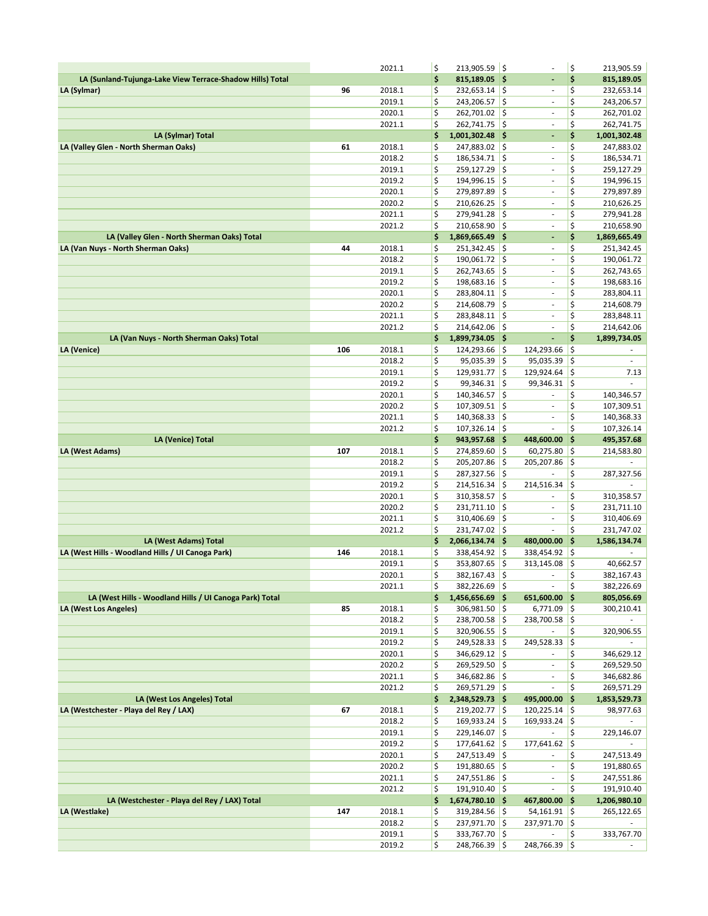| | | | | | |
|---|---|---|---|---|---|
| | | 2021.1 | $ 213,905.59 | $ - | $ 213,905.59 |
| **LA (Sunland-Tujunga-Lake View Terrace-Shadow Hills) Total** | | | **$ 815,189.05** | **$ -** | **$ 815,189.05** |
| **LA (Sylmar)** | **96** | 2018.1 | $ 232,653.14 | $ - | $ 232,653.14 |
| | | 2019.1 | $ 243,206.57 | $ - | $ 243,206.57 |
| | | 2020.1 | $ 262,701.02 | $ - | $ 262,701.02 |
| | | 2021.1 | $ 262,741.75 | $ - | $ 262,741.75 |
| **LA (Sylmar) Total** | | | **$ 1,001,302.48** | **$ -** | **$ 1,001,302.48** |
| **LA (Valley Glen - North Sherman Oaks)** | **61** | 2018.1 | $ 247,883.02 | $ - | $ 247,883.02 |
| | | 2018.2 | $ 186,534.71 | $ - | $ 186,534.71 |
| | | 2019.1 | $ 259,127.29 | $ - | $ 259,127.29 |
| | | 2019.2 | $ 194,996.15 | $ - | $ 194,996.15 |
| | | 2020.1 | $ 279,897.89 | $ - | $ 279,897.89 |
| | | 2020.2 | $ 210,626.25 | $ - | $ 210,626.25 |
| | | 2021.1 | $ 279,941.28 | $ - | $ 279,941.28 |
| | | 2021.2 | $ 210,658.90 | $ - | $ 210,658.90 |
| **LA (Valley Glen - North Sherman Oaks) Total** | | | **$ 1,869,665.49** | **$ -** | **$ 1,869,665.49** |
| **LA (Van Nuys - North Sherman Oaks)** | **44** | 2018.1 | $ 251,342.45 | $ - | $ 251,342.45 |
| | | 2018.2 | $ 190,061.72 | $ - | $ 190,061.72 |
| | | 2019.1 | $ 262,743.65 | $ - | $ 262,743.65 |
| | | 2019.2 | $ 198,683.16 | $ - | $ 198,683.16 |
| | | 2020.1 | $ 283,804.11 | $ - | $ 283,804.11 |
| | | 2020.2 | $ 214,608.79 | $ - | $ 214,608.79 |
| | | 2021.1 | $ 283,848.11 | $ - | $ 283,848.11 |
| | | 2021.2 | $ 214,642.06 | $ - | $ 214,642.06 |
| **LA (Van Nuys - North Sherman Oaks) Total** | | | **$ 1,899,734.05** | **$ -** | **$ 1,899,734.05** |
| **LA (Venice)** | **106** | 2018.1 | $ 124,293.66 | $ 124,293.66 | $ - |
| | | 2018.2 | $ 95,035.39 | $ 95,035.39 | $ - |
| | | 2019.1 | $ 129,931.77 | $ 129,924.64 | $ 7.13 |
| | | 2019.2 | $ 99,346.31 | $ 99,346.31 | $ - |
| | | 2020.1 | $ 140,346.57 | $ - | $ 140,346.57 |
| | | 2020.2 | $ 107,309.51 | $ - | $ 107,309.51 |
| | | 2021.1 | $ 140,368.33 | $ - | $ 140,368.33 |
| | | 2021.2 | $ 107,326.14 | $ - | $ 107,326.14 |
| **LA (Venice) Total** | | | **$ 943,957.68** | **$ 448,600.00** | **$ 495,357.68** |
| **LA (West Adams)** | **107** | 2018.1 | $ 274,859.60 | $ 60,275.80 | $ 214,583.80 |
| | | 2018.2 | $ 205,207.86 | $ 205,207.86 | $ - |
| | | 2019.1 | $ 287,327.56 | $ - | $ 287,327.56 |
| | | 2019.2 | $ 214,516.34 | $ 214,516.34 | $ - |
| | | 2020.1 | $ 310,358.57 | $ - | $ 310,358.57 |
| | | 2020.2 | $ 231,711.10 | $ - | $ 231,711.10 |
| | | 2021.1 | $ 310,406.69 | $ - | $ 310,406.69 |
| | | 2021.2 | $ 231,747.02 | $ - | $ 231,747.02 |
| **LA (West Adams) Total** | | | **$ 2,066,134.74** | **$ 480,000.00** | **$ 1,586,134.74** |
| **LA (West Hills - Woodland Hills / UI Canoga Park)** | **146** | 2018.1 | $ 338,454.92 | $ 338,454.92 | $ - |
| | | 2019.1 | $ 353,807.65 | $ 313,145.08 | $ 40,662.57 |
| | | 2020.1 | $ 382,167.43 | $ - | $ 382,167.43 |
| | | 2021.1 | $ 382,226.69 | $ - | $ 382,226.69 |
| **LA (West Hills - Woodland Hills / UI Canoga Park) Total** | | | **$ 1,456,656.69** | **$ 651,600.00** | **$ 805,056.69** |
| **LA (West Los Angeles)** | **85** | 2018.1 | $ 306,981.50 | $ 6,771.09 | $ 300,210.41 |
| | | 2018.2 | $ 238,700.58 | $ 238,700.58 | $ - |
| | | 2019.1 | $ 320,906.55 | $ - | $ 320,906.55 |
| | | 2019.2 | $ 249,528.33 | $ 249,528.33 | $ - |
| | | 2020.1 | $ 346,629.12 | $ - | $ 346,629.12 |
| | | 2020.2 | $ 269,529.50 | $ - | $ 269,529.50 |
| | | 2021.1 | $ 346,682.86 | $ - | $ 346,682.86 |
| | | 2021.2 | $ 269,571.29 | $ - | $ 269,571.29 |
| **LA (West Los Angeles) Total** | | | **$ 2,348,529.73** | **$ 495,000.00** | **$ 1,853,529.73** |
| **LA (Westchester - Playa del Rey / LAX)** | **67** | 2018.1 | $ 219,202.77 | $ 120,225.14 | $ 98,977.63 |
| | | 2018.2 | $ 169,933.24 | $ 169,933.24 | $ - |
| | | 2019.1 | $ 229,146.07 | $ - | $ 229,146.07 |
| | | 2019.2 | $ 177,641.62 | $ 177,641.62 | $ - |
| | | 2020.1 | $ 247,513.49 | $ - | $ 247,513.49 |
| | | 2020.2 | $ 191,880.65 | $ - | $ 191,880.65 |
| | | 2021.1 | $ 247,551.86 | $ - | $ 247,551.86 |
| | | 2021.2 | $ 191,910.40 | $ - | $ 191,910.40 |
| **LA (Westchester - Playa del Rey / LAX) Total** | | | **$ 1,674,780.10** | **$ 467,800.00** | **$ 1,206,980.10** |
| **LA (Westlake)** | **147** | 2018.1 | $ 319,284.56 | $ 54,161.91 | $ 265,122.65 |
| | | 2018.2 | $ 237,971.70 | $ 237,971.70 | $ - |
| | | 2019.1 | $ 333,767.70 | $ - | $ 333,767.70 |
| | | 2019.2 | $ 248,766.39 | $ 248,766.39 | $ - |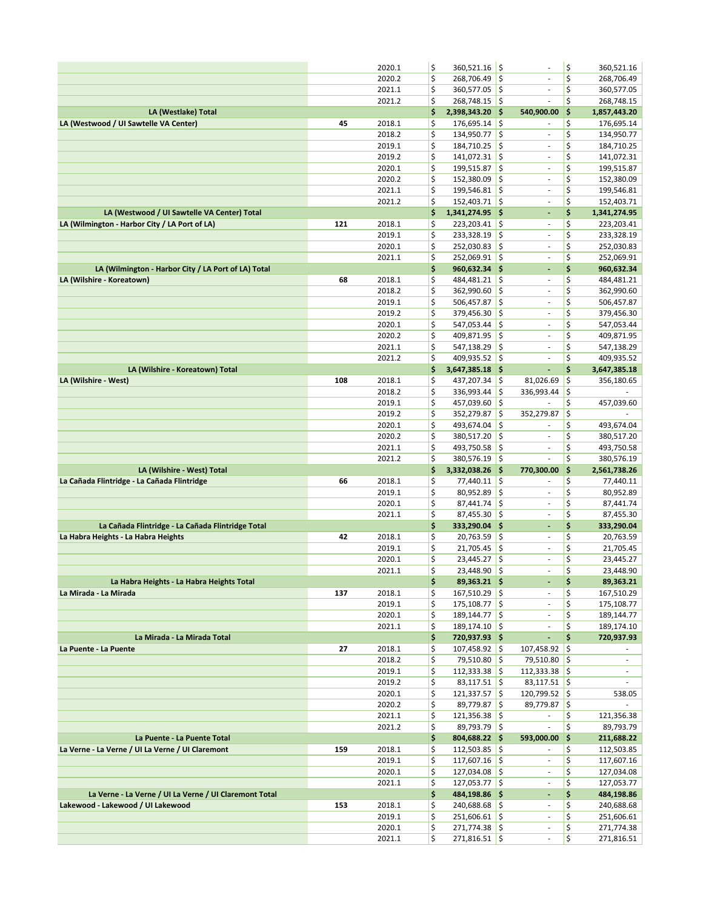| | | | | | |
|---|---|---|---|---|---|
| | | 2020.1 | $ 360,521.16 | $ - | $ 360,521.16 |
| | | 2020.2 | $ 268,706.49 | $ - | $ 268,706.49 |
| | | 2021.1 | $ 360,577.05 | $ - | $ 360,577.05 |
| | | 2021.2 | $ 268,748.15 | $ - | $ 268,748.15 |
| **LA (Westlake) Total** | | | **$ 2,398,343.20** | **$ 540,900.00** | **$ 1,857,443.20** |
| **LA (Westwood / UI Sawtelle VA Center)** | **45** | 2018.1 | $ 176,695.14 | $ - | $ 176,695.14 |
| | | 2018.2 | $ 134,950.77 | $ - | $ 134,950.77 |
| | | 2019.1 | $ 184,710.25 | $ - | $ 184,710.25 |
| | | 2019.2 | $ 141,072.31 | $ - | $ 141,072.31 |
| | | 2020.1 | $ 199,515.87 | $ - | $ 199,515.87 |
| | | 2020.2 | $ 152,380.09 | $ - | $ 152,380.09 |
| | | 2021.1 | $ 199,546.81 | $ - | $ 199,546.81 |
| | | 2021.2 | $ 152,403.71 | $ - | $ 152,403.71 |
| **LA (Westwood / UI Sawtelle VA Center) Total** | | | **$ 1,341,274.95** | **$ -** | **$ 1,341,274.95** |
| **LA (Wilmington - Harbor City / LA Port of LA)** | **121** | 2018.1 | $ 223,203.41 | $ - | $ 223,203.41 |
| | | 2019.1 | $ 233,328.19 | $ - | $ 233,328.19 |
| | | 2020.1 | $ 252,030.83 | $ - | $ 252,030.83 |
| | | 2021.1 | $ 252,069.91 | $ - | $ 252,069.91 |
| **LA (Wilmington - Harbor City / LA Port of LA) Total** | | | **$ 960,632.34** | **$ -** | **$ 960,632.34** |
| **LA (Wilshire - Koreatown)** | **68** | 2018.1 | $ 484,481.21 | $ - | $ 484,481.21 |
| | | 2018.2 | $ 362,990.60 | $ - | $ 362,990.60 |
| | | 2019.1 | $ 506,457.87 | $ - | $ 506,457.87 |
| | | 2019.2 | $ 379,456.30 | $ - | $ 379,456.30 |
| | | 2020.1 | $ 547,053.44 | $ - | $ 547,053.44 |
| | | 2020.2 | $ 409,871.95 | $ - | $ 409,871.95 |
| | | 2021.1 | $ 547,138.29 | $ - | $ 547,138.29 |
| | | 2021.2 | $ 409,935.52 | $ - | $ 409,935.52 |
| **LA (Wilshire - Koreatown) Total** | | | **$ 3,647,385.18** | **$ -** | **$ 3,647,385.18** |
| **LA (Wilshire - West)** | **108** | 2018.1 | $ 437,207.34 | $ 81,026.69 | $ 356,180.65 |
| | | 2018.2 | $ 336,993.44 | $ 336,993.44 | $ - |
| | | 2019.1 | $ 457,039.60 | $ - | $ 457,039.60 |
| | | 2019.2 | $ 352,279.87 | $ 352,279.87 | $ - |
| | | 2020.1 | $ 493,674.04 | $ - | $ 493,674.04 |
| | | 2020.2 | $ 380,517.20 | $ - | $ 380,517.20 |
| | | 2021.1 | $ 493,750.58 | $ - | $ 493,750.58 |
| | | 2021.2 | $ 380,576.19 | $ - | $ 380,576.19 |
| **LA (Wilshire - West) Total** | | | **$ 3,332,038.26** | **$ 770,300.00** | **$ 2,561,738.26** |
| **La Cañada Flintridge - La Cañada Flintridge** | **66** | 2018.1 | $ 77,440.11 | $ - | $ 77,440.11 |
| | | 2019.1 | $ 80,952.89 | $ - | $ 80,952.89 |
| | | 2020.1 | $ 87,441.74 | $ - | $ 87,441.74 |
| | | 2021.1 | $ 87,455.30 | $ - | $ 87,455.30 |
| **La Cañada Flintridge - La Cañada Flintridge Total** | | | **$ 333,290.04** | **$ -** | **$ 333,290.04** |
| **La Habra Heights - La Habra Heights** | **42** | 2018.1 | $ 20,763.59 | $ - | $ 20,763.59 |
| | | 2019.1 | $ 21,705.45 | $ - | $ 21,705.45 |
| | | 2020.1 | $ 23,445.27 | $ - | $ 23,445.27 |
| | | 2021.1 | $ 23,448.90 | $ - | $ 23,448.90 |
| **La Habra Heights - La Habra Heights Total** | | | **$ 89,363.21** | **$ -** | **$ 89,363.21** |
| **La Mirada - La Mirada** | **137** | 2018.1 | $ 167,510.29 | $ - | $ 167,510.29 |
| | | 2019.1 | $ 175,108.77 | $ - | $ 175,108.77 |
| | | 2020.1 | $ 189,144.77 | $ - | $ 189,144.77 |
| | | 2021.1 | $ 189,174.10 | $ - | $ 189,174.10 |
| **La Mirada - La Mirada Total** | | | **$ 720,937.93** | **$ -** | **$ 720,937.93** |
| **La Puente - La Puente** | **27** | 2018.1 | $ 107,458.92 | $ 107,458.92 | $ - |
| | | 2018.2 | $ 79,510.80 | $ 79,510.80 | $ - |
| | | 2019.1 | $ 112,333.38 | $ 112,333.38 | $ - |
| | | 2019.2 | $ 83,117.51 | $ 83,117.51 | $ - |
| | | 2020.1 | $ 121,337.57 | $ 120,799.52 | $ 538.05 |
| | | 2020.2 | $ 89,779.87 | $ 89,779.87 | $ - |
| | | 2021.1 | $ 121,356.38 | $ - | $ 121,356.38 |
| | | 2021.2 | $ 89,793.79 | $ - | $ 89,793.79 |
| **La Puente - La Puente Total** | | | **$ 804,688.22** | **$ 593,000.00** | **$ 211,688.22** |
| **La Verne - La Verne / UI La Verne / UI Claremont** | **159** | 2018.1 | $ 112,503.85 | $ - | $ 112,503.85 |
| | | 2019.1 | $ 117,607.16 | $ - | $ 117,607.16 |
| | | 2020.1 | $ 127,034.08 | $ - | $ 127,034.08 |
| | | 2021.1 | $ 127,053.77 | $ - | $ 127,053.77 |
| **La Verne - La Verne / UI La Verne / UI Claremont Total** | | | **$ 484,198.86** | **$ -** | **$ 484,198.86** |
| **Lakewood - Lakewood / UI Lakewood** | **153** | 2018.1 | $ 240,688.68 | $ - | $ 240,688.68 |
| | | 2019.1 | $ 251,606.61 | $ - | $ 251,606.61 |
| | | 2020.1 | $ 271,774.38 | $ - | $ 271,774.38 |
| | | 2021.1 | $ 271,816.51 | $ - | $ 271,816.51 |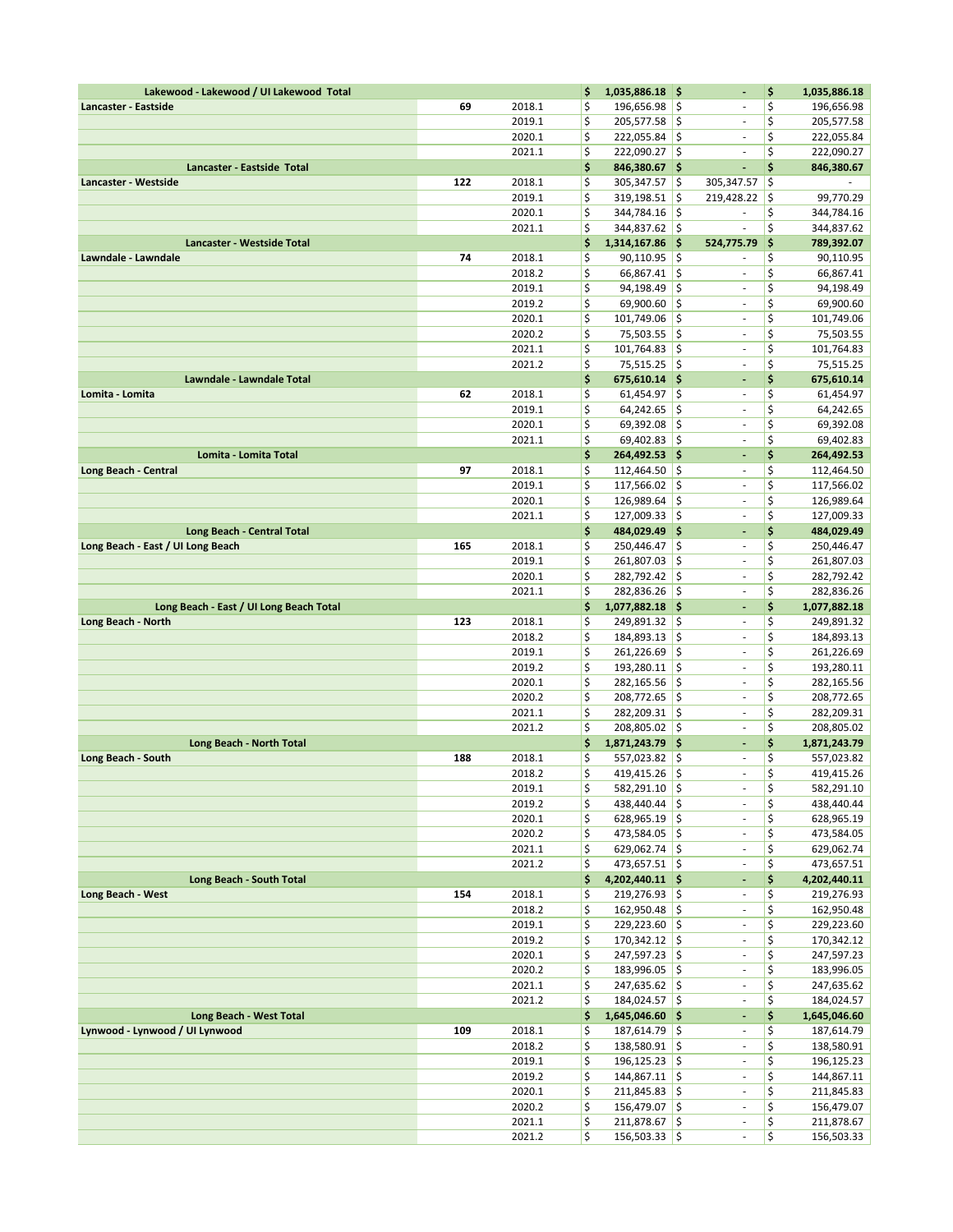| | | | | | |
|---|---|---|---|---|---|
| **Lakewood - Lakewood / UI Lakewood Total** | | | **$ 1,035,886.18** | **$ -** | **$ 1,035,886.18** |
| **Lancaster - Eastside** | **69** | 2018.1 | $ 196,656.98 | $ - | $ 196,656.98 |
| | | 2019.1 | $ 205,577.58 | $ - | $ 205,577.58 |
| | | 2020.1 | $ 222,055.84 | $ - | $ 222,055.84 |
| | | 2021.1 | $ 222,090.27 | $ - | $ 222,090.27 |
| **Lancaster - Eastside Total** | | | **$ 846,380.67** | **$ -** | **$ 846,380.67** |
| **Lancaster - Westside** | **122** | 2018.1 | $ 305,347.57 | $ 305,347.57 | $ - |
| | | 2019.1 | $ 319,198.51 | $ 219,428.22 | $ 99,770.29 |
| | | 2020.1 | $ 344,784.16 | $ - | $ 344,784.16 |
| | | 2021.1 | $ 344,837.62 | $ - | $ 344,837.62 |
| **Lancaster - Westside Total** | | | **$ 1,314,167.86** | **$ 524,775.79** | **$ 789,392.07** |
| **Lawndale - Lawndale** | **74** | 2018.1 | $ 90,110.95 | $ - | $ 90,110.95 |
| | | 2018.2 | $ 66,867.41 | $ - | $ 66,867.41 |
| | | 2019.1 | $ 94,198.49 | $ - | $ 94,198.49 |
| | | 2019.2 | $ 69,900.60 | $ - | $ 69,900.60 |
| | | 2020.1 | $ 101,749.06 | $ - | $ 101,749.06 |
| | | 2020.2 | $ 75,503.55 | $ - | $ 75,503.55 |
| | | 2021.1 | $ 101,764.83 | $ - | $ 101,764.83 |
| | | 2021.2 | $ 75,515.25 | $ - | $ 75,515.25 |
| **Lawndale - Lawndale Total** | | | **$ 675,610.14** | **$ -** | **$ 675,610.14** |
| **Lomita - Lomita** | **62** | 2018.1 | $ 61,454.97 | $ - | $ 61,454.97 |
| | | 2019.1 | $ 64,242.65 | $ - | $ 64,242.65 |
| | | 2020.1 | $ 69,392.08 | $ - | $ 69,392.08 |
| | | 2021.1 | $ 69,402.83 | $ - | $ 69,402.83 |
| **Lomita - Lomita Total** | | | **$ 264,492.53** | **$ -** | **$ 264,492.53** |
| **Long Beach - Central** | **97** | 2018.1 | $ 112,464.50 | $ - | $ 112,464.50 |
| | | 2019.1 | $ 117,566.02 | $ - | $ 117,566.02 |
| | | 2020.1 | $ 126,989.64 | $ - | $ 126,989.64 |
| | | 2021.1 | $ 127,009.33 | $ - | $ 127,009.33 |
| **Long Beach - Central Total** | | | **$ 484,029.49** | **$ -** | **$ 484,029.49** |
| **Long Beach - East / UI Long Beach** | **165** | 2018.1 | $ 250,446.47 | $ - | $ 250,446.47 |
| | | 2019.1 | $ 261,807.03 | $ - | $ 261,807.03 |
| | | 2020.1 | $ 282,792.42 | $ - | $ 282,792.42 |
| | | 2021.1 | $ 282,836.26 | $ - | $ 282,836.26 |
| **Long Beach - East / UI Long Beach Total** | | | **$ 1,077,882.18** | **$ -** | **$ 1,077,882.18** |
| **Long Beach - North** | **123** | 2018.1 | $ 249,891.32 | $ - | $ 249,891.32 |
| | | 2018.2 | $ 184,893.13 | $ - | $ 184,893.13 |
| | | 2019.1 | $ 261,226.69 | $ - | $ 261,226.69 |
| | | 2019.2 | $ 193,280.11 | $ - | $ 193,280.11 |
| | | 2020.1 | $ 282,165.56 | $ - | $ 282,165.56 |
| | | 2020.2 | $ 208,772.65 | $ - | $ 208,772.65 |
| | | 2021.1 | $ 282,209.31 | $ - | $ 282,209.31 |
| | | 2021.2 | $ 208,805.02 | $ - | $ 208,805.02 |
| **Long Beach - North Total** | | | **$ 1,871,243.79** | **$ -** | **$ 1,871,243.79** |
| **Long Beach - South** | **188** | 2018.1 | $ 557,023.82 | $ - | $ 557,023.82 |
| | | 2018.2 | $ 419,415.26 | $ - | $ 419,415.26 |
| | | 2019.1 | $ 582,291.10 | $ - | $ 582,291.10 |
| | | 2019.2 | $ 438,440.44 | $ - | $ 438,440.44 |
| | | 2020.1 | $ 628,965.19 | $ - | $ 628,965.19 |
| | | 2020.2 | $ 473,584.05 | $ - | $ 473,584.05 |
| | | 2021.1 | $ 629,062.74 | $ - | $ 629,062.74 |
| | | 2021.2 | $ 473,657.51 | $ - | $ 473,657.51 |
| **Long Beach - South Total** | | | **$ 4,202,440.11** | **$ -** | **$ 4,202,440.11** |
| **Long Beach - West** | **154** | 2018.1 | $ 219,276.93 | $ - | $ 219,276.93 |
| | | 2018.2 | $ 162,950.48 | $ - | $ 162,950.48 |
| | | 2019.1 | $ 229,223.60 | $ - | $ 229,223.60 |
| | | 2019.2 | $ 170,342.12 | $ - | $ 170,342.12 |
| | | 2020.1 | $ 247,597.23 | $ - | $ 247,597.23 |
| | | 2020.2 | $ 183,996.05 | $ - | $ 183,996.05 |
| | | 2021.1 | $ 247,635.62 | $ - | $ 247,635.62 |
| | | 2021.2 | $ 184,024.57 | $ - | $ 184,024.57 |
| **Long Beach - West Total** | | | **$ 1,645,046.60** | **$ -** | **$ 1,645,046.60** |
| **Lynwood - Lynwood / UI Lynwood** | **109** | 2018.1 | $ 187,614.79 | $ - | $ 187,614.79 |
| | | 2018.2 | $ 138,580.91 | $ - | $ 138,580.91 |
| | | 2019.1 | $ 196,125.23 | $ - | $ 196,125.23 |
| | | 2019.2 | $ 144,867.11 | $ - | $ 144,867.11 |
| | | 2020.1 | $ 211,845.83 | $ - | $ 211,845.83 |
| | | 2020.2 | $ 156,479.07 | $ - | $ 156,479.07 |
| | | 2021.1 | $ 211,878.67 | $ - | $ 211,878.67 |
| | | 2021.2 | $ 156,503.33 | $ - | $ 156,503.33 |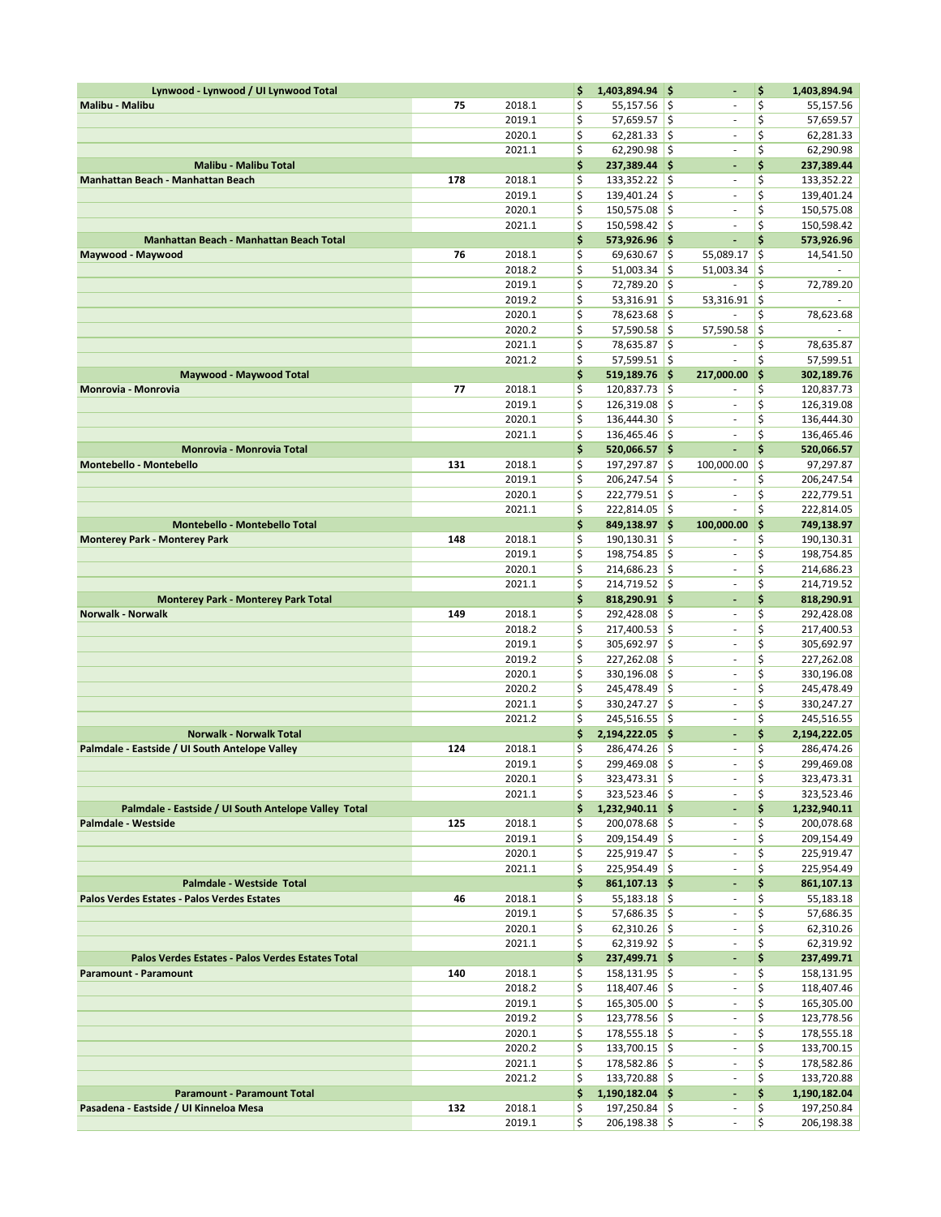| | | | | | |
|---|---|---|---|---|---|
| **Lynwood - Lynwood / UI Lynwood Total** | | | **$ 1,403,894.94** | **$ -** | **$ 1,403,894.94** |
| **Malibu - Malibu** | **75** | 2018.1 | $ 55,157.56 | $ - | $ 55,157.56 |
| | | 2019.1 | $ 57,659.57 | $ - | $ 57,659.57 |
| | | 2020.1 | $ 62,281.33 | $ - | $ 62,281.33 |
| | | 2021.1 | $ 62,290.98 | $ - | $ 62,290.98 |
| **Malibu - Malibu Total** | | | **$ 237,389.44** | **$ -** | **$ 237,389.44** |
| **Manhattan Beach - Manhattan Beach** | **178** | 2018.1 | $ 133,352.22 | $ - | $ 133,352.22 |
| | | 2019.1 | $ 139,401.24 | $ - | $ 139,401.24 |
| | | 2020.1 | $ 150,575.08 | $ - | $ 150,575.08 |
| | | 2021.1 | $ 150,598.42 | $ - | $ 150,598.42 |
| **Manhattan Beach - Manhattan Beach Total** | | | **$ 573,926.96** | **$ -** | **$ 573,926.96** |
| **Maywood - Maywood** | **76** | 2018.1 | $ 69,630.67 | $ 55,089.17 | $ 14,541.50 |
| | | 2018.2 | $ 51,003.34 | $ 51,003.34 | $ - |
| | | 2019.1 | $ 72,789.20 | $ - | $ 72,789.20 |
| | | 2019.2 | $ 53,316.91 | $ 53,316.91 | $ - |
| | | 2020.1 | $ 78,623.68 | $ - | $ 78,623.68 |
| | | 2020.2 | $ 57,590.58 | $ 57,590.58 | $ - |
| | | 2021.1 | $ 78,635.87 | $ - | $ 78,635.87 |
| | | 2021.2 | $ 57,599.51 | $ - | $ 57,599.51 |
| **Maywood - Maywood Total** | | | **$ 519,189.76** | **$ 217,000.00** | **$ 302,189.76** |
| **Monrovia - Monrovia** | **77** | 2018.1 | $ 120,837.73 | $ - | $ 120,837.73 |
| | | 2019.1 | $ 126,319.08 | $ - | $ 126,319.08 |
| | | 2020.1 | $ 136,444.30 | $ - | $ 136,444.30 |
| | | 2021.1 | $ 136,465.46 | $ - | $ 136,465.46 |
| **Monrovia - Monrovia Total** | | | **$ 520,066.57** | **$ -** | **$ 520,066.57** |
| **Montebello - Montebello** | **131** | 2018.1 | $ 197,297.87 | $ 100,000.00 | $ 97,297.87 |
| | | 2019.1 | $ 206,247.54 | $ - | $ 206,247.54 |
| | | 2020.1 | $ 222,779.51 | $ - | $ 222,779.51 |
| | | 2021.1 | $ 222,814.05 | $ - | $ 222,814.05 |
| **Montebello - Montebello Total** | | | **$ 849,138.97** | **$ 100,000.00** | **$ 749,138.97** |
| **Monterey Park - Monterey Park** | **148** | 2018.1 | $ 190,130.31 | $ - | $ 190,130.31 |
| | | 2019.1 | $ 198,754.85 | $ - | $ 198,754.85 |
| | | 2020.1 | $ 214,686.23 | $ - | $ 214,686.23 |
| | | 2021.1 | $ 214,719.52 | $ - | $ 214,719.52 |
| **Monterey Park - Monterey Park Total** | | | **$ 818,290.91** | **$ -** | **$ 818,290.91** |
| **Norwalk - Norwalk** | **149** | 2018.1 | $ 292,428.08 | $ - | $ 292,428.08 |
| | | 2018.2 | $ 217,400.53 | $ - | $ 217,400.53 |
| | | 2019.1 | $ 305,692.97 | $ - | $ 305,692.97 |
| | | 2019.2 | $ 227,262.08 | $ - | $ 227,262.08 |
| | | 2020.1 | $ 330,196.08 | $ - | $ 330,196.08 |
| | | 2020.2 | $ 245,478.49 | $ - | $ 245,478.49 |
| | | 2021.1 | $ 330,247.27 | $ - | $ 330,247.27 |
| | | 2021.2 | $ 245,516.55 | $ - | $ 245,516.55 |
| **Norwalk - Norwalk Total** | | | **$ 2,194,222.05** | **$ -** | **$ 2,194,222.05** |
| **Palmdale - Eastside / UI South Antelope Valley** | **124** | 2018.1 | $ 286,474.26 | $ - | $ 286,474.26 |
| | | 2019.1 | $ 299,469.08 | $ - | $ 299,469.08 |
| | | 2020.1 | $ 323,473.31 | $ - | $ 323,473.31 |
| | | 2021.1 | $ 323,523.46 | $ - | $ 323,523.46 |
| **Palmdale - Eastside / UI South Antelope Valley Total** | | | **$ 1,232,940.11** | **$ -** | **$ 1,232,940.11** |
| **Palmdale - Westside** | **125** | 2018.1 | $ 200,078.68 | $ - | $ 200,078.68 |
| | | 2019.1 | $ 209,154.49 | $ - | $ 209,154.49 |
| | | 2020.1 | $ 225,919.47 | $ - | $ 225,919.47 |
| | | 2021.1 | $ 225,954.49 | $ - | $ 225,954.49 |
| **Palmdale - Westside Total** | | | **$ 861,107.13** | **$ -** | **$ 861,107.13** |
| **Palos Verdes Estates - Palos Verdes Estates** | **46** | 2018.1 | $ 55,183.18 | $ - | $ 55,183.18 |
| | | 2019.1 | $ 57,686.35 | $ - | $ 57,686.35 |
| | | 2020.1 | $ 62,310.26 | $ - | $ 62,310.26 |
| | | 2021.1 | $ 62,319.92 | $ - | $ 62,319.92 |
| **Palos Verdes Estates - Palos Verdes Estates Total** | | | **$ 237,499.71** | **$ -** | **$ 237,499.71** |
| **Paramount - Paramount** | **140** | 2018.1 | $ 158,131.95 | $ - | $ 158,131.95 |
| | | 2018.2 | $ 118,407.46 | $ - | $ 118,407.46 |
| | | 2019.1 | $ 165,305.00 | $ - | $ 165,305.00 |
| | | 2019.2 | $ 123,778.56 | $ - | $ 123,778.56 |
| | | 2020.1 | $ 178,555.18 | $ - | $ 178,555.18 |
| | | 2020.2 | $ 133,700.15 | $ - | $ 133,700.15 |
| | | 2021.1 | $ 178,582.86 | $ - | $ 178,582.86 |
| | | 2021.2 | $ 133,720.88 | $ - | $ 133,720.88 |
| **Paramount - Paramount Total** | | | **$ 1,190,182.04** | **$ -** | **$ 1,190,182.04** |
| **Pasadena - Eastside / UI Kinneloa Mesa** | **132** | 2018.1 | $ 197,250.84 | $ - | $ 197,250.84 |
| | | 2019.1 | $ 206,198.38 | $ - | $ 206,198.38 |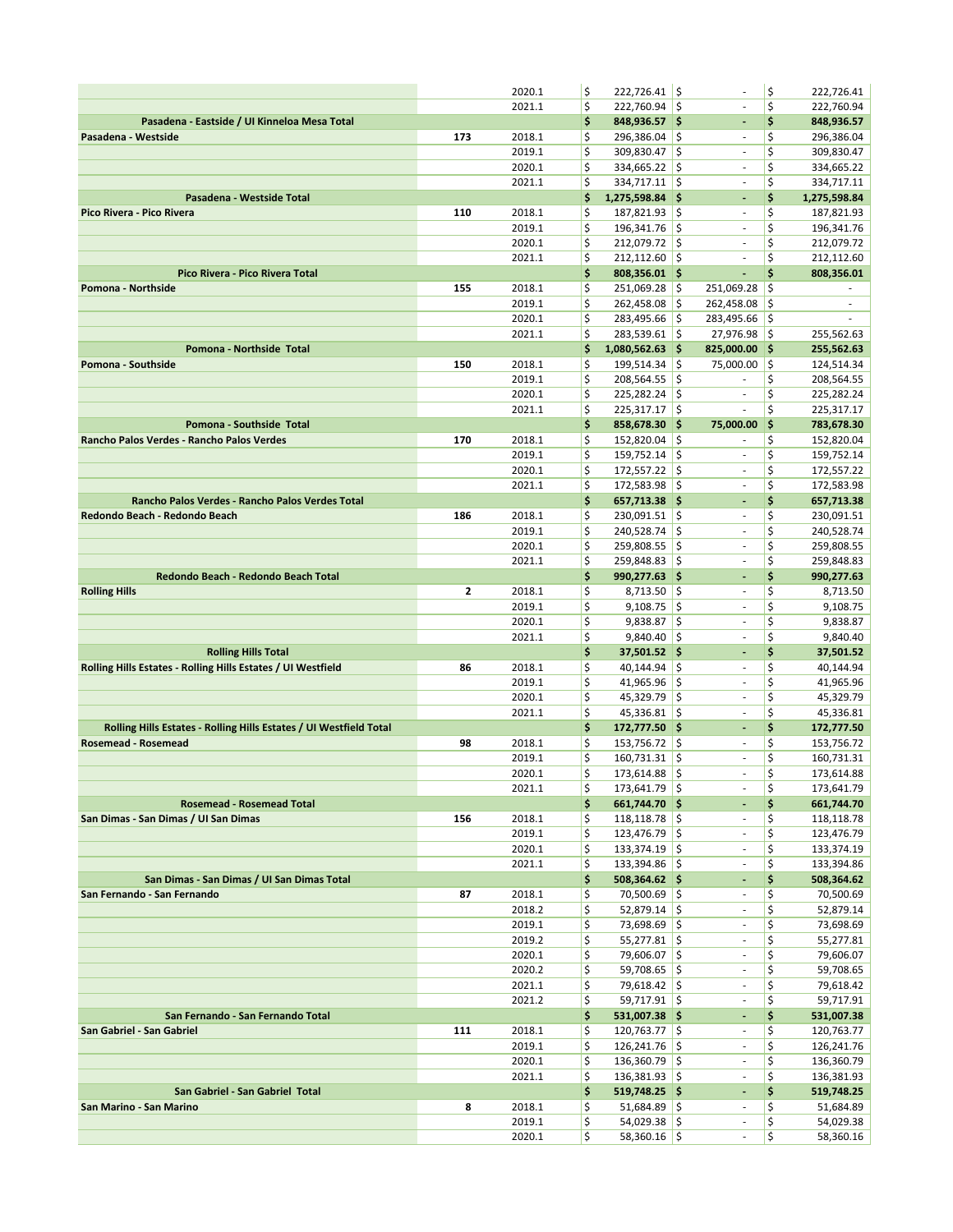| | | | | | |
|---|---|---|---|---|---|
| | | 2020.1 | $ 222,726.41 | $ - | $ 222,726.41 |
| | | 2021.1 | $ 222,760.94 | $ - | $ 222,760.94 |
| **Pasadena - Eastside / UI Kinneloa Mesa Total** | | | **$ 848,936.57** | **$ -** | **$ 848,936.57** |
| **Pasadena - Westside** | **173** | 2018.1 | $ 296,386.04 | $ - | $ 296,386.04 |
| | | 2019.1 | $ 309,830.47 | $ - | $ 309,830.47 |
| | | 2020.1 | $ 334,665.22 | $ - | $ 334,665.22 |
| | | 2021.1 | $ 334,717.11 | $ - | $ 334,717.11 |
| **Pasadena - Westside Total** | | | **$ 1,275,598.84** | **$ -** | **$ 1,275,598.84** |
| **Pico Rivera - Pico Rivera** | **110** | 2018.1 | $ 187,821.93 | $ - | $ 187,821.93 |
| | | 2019.1 | $ 196,341.76 | $ - | $ 196,341.76 |
| | | 2020.1 | $ 212,079.72 | $ - | $ 212,079.72 |
| | | 2021.1 | $ 212,112.60 | $ - | $ 212,112.60 |
| **Pico Rivera - Pico Rivera Total** | | | **$ 808,356.01** | **$ -** | **$ 808,356.01** |
| **Pomona - Northside** | **155** | 2018.1 | $ 251,069.28 | $ 251,069.28 | $ - |
| | | 2019.1 | $ 262,458.08 | $ 262,458.08 | $ - |
| | | 2020.1 | $ 283,495.66 | $ 283,495.66 | $ - |
| | | 2021.1 | $ 283,539.61 | $ 27,976.98 | $ 255,562.63 |
| **Pomona - Northside Total** | | | **$ 1,080,562.63** | **$ 825,000.00** | **$ 255,562.63** |
| **Pomona - Southside** | **150** | 2018.1 | $ 199,514.34 | $ 75,000.00 | $ 124,514.34 |
| | | 2019.1 | $ 208,564.55 | $ - | $ 208,564.55 |
| | | 2020.1 | $ 225,282.24 | $ - | $ 225,282.24 |
| | | 2021.1 | $ 225,317.17 | $ - | $ 225,317.17 |
| **Pomona - Southside Total** | | | **$ 858,678.30** | **$ 75,000.00** | **$ 783,678.30** |
| **Rancho Palos Verdes - Rancho Palos Verdes** | **170** | 2018.1 | $ 152,820.04 | $ - | $ 152,820.04 |
| | | 2019.1 | $ 159,752.14 | $ - | $ 159,752.14 |
| | | 2020.1 | $ 172,557.22 | $ - | $ 172,557.22 |
| | | 2021.1 | $ 172,583.98 | $ - | $ 172,583.98 |
| **Rancho Palos Verdes - Rancho Palos Verdes Total** | | | **$ 657,713.38** | **$ -** | **$ 657,713.38** |
| **Redondo Beach - Redondo Beach** | **186** | 2018.1 | $ 230,091.51 | $ - | $ 230,091.51 |
| | | 2019.1 | $ 240,528.74 | $ - | $ 240,528.74 |
| | | 2020.1 | $ 259,808.55 | $ - | $ 259,808.55 |
| | | 2021.1 | $ 259,848.83 | $ - | $ 259,848.83 |
| **Redondo Beach - Redondo Beach Total** | | | **$ 990,277.63** | **$ -** | **$ 990,277.63** |
| **Rolling Hills** | **2** | 2018.1 | $ 8,713.50 | $ - | $ 8,713.50 |
| | | 2019.1 | $ 9,108.75 | $ - | $ 9,108.75 |
| | | 2020.1 | $ 9,838.87 | $ - | $ 9,838.87 |
| | | 2021.1 | $ 9,840.40 | $ - | $ 9,840.40 |
| **Rolling Hills Total** | | | **$ 37,501.52** | **$ -** | **$ 37,501.52** |
| **Rolling Hills Estates - Rolling Hills Estates / UI Westfield** | **86** | 2018.1 | $ 40,144.94 | $ - | $ 40,144.94 |
| | | 2019.1 | $ 41,965.96 | $ - | $ 41,965.96 |
| | | 2020.1 | $ 45,329.79 | $ - | $ 45,329.79 |
| | | 2021.1 | $ 45,336.81 | $ - | $ 45,336.81 |
| **Rolling Hills Estates - Rolling Hills Estates / UI Westfield Total** | | | **$ 172,777.50** | **$ -** | **$ 172,777.50** |
| **Rosemead - Rosemead** | **98** | 2018.1 | $ 153,756.72 | $ - | $ 153,756.72 |
| | | 2019.1 | $ 160,731.31 | $ - | $ 160,731.31 |
| | | 2020.1 | $ 173,614.88 | $ - | $ 173,614.88 |
| | | 2021.1 | $ 173,641.79 | $ - | $ 173,641.79 |
| **Rosemead - Rosemead Total** | | | **$ 661,744.70** | **$ -** | **$ 661,744.70** |
| **San Dimas - San Dimas / UI San Dimas** | **156** | 2018.1 | $ 118,118.78 | $ - | $ 118,118.78 |
| | | 2019.1 | $ 123,476.79 | $ - | $ 123,476.79 |
| | | 2020.1 | $ 133,374.19 | $ - | $ 133,374.19 |
| | | 2021.1 | $ 133,394.86 | $ - | $ 133,394.86 |
| **San Dimas - San Dimas / UI San Dimas Total** | | | **$ 508,364.62** | **$ -** | **$ 508,364.62** |
| **San Fernando - San Fernando** | **87** | 2018.1 | $ 70,500.69 | $ - | $ 70,500.69 |
| | | 2018.2 | $ 52,879.14 | $ - | $ 52,879.14 |
| | | 2019.1 | $ 73,698.69 | $ - | $ 73,698.69 |
| | | 2019.2 | $ 55,277.81 | $ - | $ 55,277.81 |
| | | 2020.1 | $ 79,606.07 | $ - | $ 79,606.07 |
| | | 2020.2 | $ 59,708.65 | $ - | $ 59,708.65 |
| | | 2021.1 | $ 79,618.42 | $ - | $ 79,618.42 |
| | | 2021.2 | $ 59,717.91 | $ - | $ 59,717.91 |
| **San Fernando - San Fernando Total** | | | **$ 531,007.38** | **$ -** | **$ 531,007.38** |
| **San Gabriel - San Gabriel** | **111** | 2018.1 | $ 120,763.77 | $ - | $ 120,763.77 |
| | | 2019.1 | $ 126,241.76 | $ - | $ 126,241.76 |
| | | 2020.1 | $ 136,360.79 | $ - | $ 136,360.79 |
| | | 2021.1 | $ 136,381.93 | $ - | $ 136,381.93 |
| **San Gabriel - San Gabriel Total** | | | **$ 519,748.25** | **$ -** | **$ 519,748.25** |
| **San Marino - San Marino** | **8** | 2018.1 | $ 51,684.89 | $ - | $ 51,684.89 |
| | | 2019.1 | $ 54,029.38 | $ - | $ 54,029.38 |
| | | 2020.1 | $ 58,360.16 | $ - | $ 58,360.16 |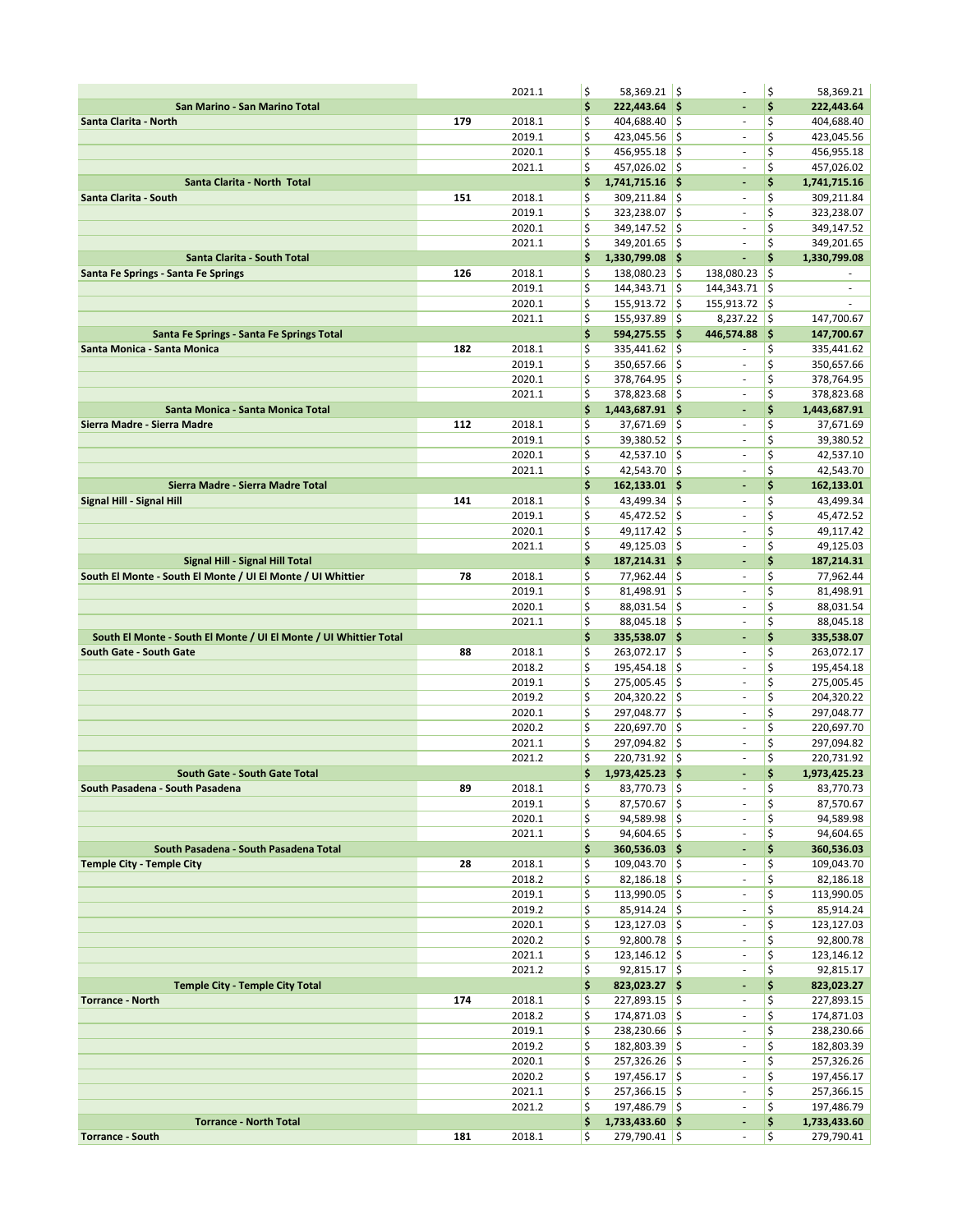| | | | | | |
|---|---|---|---|---|---|
| | | 2021.1 | $ 58,369.21 | $ - | $ 58,369.21 |
| **San Marino - San Marino Total** | | | **$ 222,443.64** | **$ -** | **$ 222,443.64** |
| **Santa Clarita - North** | **179** | 2018.1 | $ 404,688.40 | $ - | $ 404,688.40 |
| | | 2019.1 | $ 423,045.56 | $ - | $ 423,045.56 |
| | | 2020.1 | $ 456,955.18 | $ - | $ 456,955.18 |
| | | 2021.1 | $ 457,026.02 | $ - | $ 457,026.02 |
| **Santa Clarita - North Total** | | | **$ 1,741,715.16** | **$ -** | **$ 1,741,715.16** |
| **Santa Clarita - South** | **151** | 2018.1 | $ 309,211.84 | $ - | $ 309,211.84 |
| | | 2019.1 | $ 323,238.07 | $ - | $ 323,238.07 |
| | | 2020.1 | $ 349,147.52 | $ - | $ 349,147.52 |
| | | 2021.1 | $ 349,201.65 | $ - | $ 349,201.65 |
| **Santa Clarita - South Total** | | | **$ 1,330,799.08** | **$ -** | **$ 1,330,799.08** |
| **Santa Fe Springs - Santa Fe Springs** | **126** | 2018.1 | $ 138,080.23 | $ 138,080.23 | $ - |
| | | 2019.1 | $ 144,343.71 | $ 144,343.71 | $ - |
| | | 2020.1 | $ 155,913.72 | $ 155,913.72 | $ - |
| | | 2021.1 | $ 155,937.89 | $ 8,237.22 | $ 147,700.67 |
| **Santa Fe Springs - Santa Fe Springs Total** | | | **$ 594,275.55** | **$ 446,574.88** | **$ 147,700.67** |
| **Santa Monica - Santa Monica** | **182** | 2018.1 | $ 335,441.62 | $ - | $ 335,441.62 |
| | | 2019.1 | $ 350,657.66 | $ - | $ 350,657.66 |
| | | 2020.1 | $ 378,764.95 | $ - | $ 378,764.95 |
| | | 2021.1 | $ 378,823.68 | $ - | $ 378,823.68 |
| **Santa Monica - Santa Monica Total** | | | **$ 1,443,687.91** | **$ -** | **$ 1,443,687.91** |
| **Sierra Madre - Sierra Madre** | **112** | 2018.1 | $ 37,671.69 | $ - | $ 37,671.69 |
| | | 2019.1 | $ 39,380.52 | $ - | $ 39,380.52 |
| | | 2020.1 | $ 42,537.10 | $ - | $ 42,537.10 |
| | | 2021.1 | $ 42,543.70 | $ - | $ 42,543.70 |
| **Sierra Madre - Sierra Madre Total** | | | **$ 162,133.01** | **$ -** | **$ 162,133.01** |
| **Signal Hill - Signal Hill** | **141** | 2018.1 | $ 43,499.34 | $ - | $ 43,499.34 |
| | | 2019.1 | $ 45,472.52 | $ - | $ 45,472.52 |
| | | 2020.1 | $ 49,117.42 | $ - | $ 49,117.42 |
| | | 2021.1 | $ 49,125.03 | $ - | $ 49,125.03 |
| **Signal Hill - Signal Hill Total** | | | **$ 187,214.31** | **$ -** | **$ 187,214.31** |
| **South El Monte - South El Monte / UI El Monte / UI Whittier** | **78** | 2018.1 | $ 77,962.44 | $ - | $ 77,962.44 |
| | | 2019.1 | $ 81,498.91 | $ - | $ 81,498.91 |
| | | 2020.1 | $ 88,031.54 | $ - | $ 88,031.54 |
| | | 2021.1 | $ 88,045.18 | $ - | $ 88,045.18 |
| **South El Monte - South El Monte / UI El Monte / UI Whittier Total** | | | **$ 335,538.07** | **$ -** | **$ 335,538.07** |
| **South Gate - South Gate** | **88** | 2018.1 | $ 263,072.17 | $ - | $ 263,072.17 |
| | | 2018.2 | $ 195,454.18 | $ - | $ 195,454.18 |
| | | 2019.1 | $ 275,005.45 | $ - | $ 275,005.45 |
| | | 2019.2 | $ 204,320.22 | $ - | $ 204,320.22 |
| | | 2020.1 | $ 297,048.77 | $ - | $ 297,048.77 |
| | | 2020.2 | $ 220,697.70 | $ - | $ 220,697.70 |
| | | 2021.1 | $ 297,094.82 | $ - | $ 297,094.82 |
| | | 2021.2 | $ 220,731.92 | $ - | $ 220,731.92 |
| **South Gate - South Gate Total** | | | **$ 1,973,425.23** | **$ -** | **$ 1,973,425.23** |
| **South Pasadena - South Pasadena** | **89** | 2018.1 | $ 83,770.73 | $ - | $ 83,770.73 |
| | | 2019.1 | $ 87,570.67 | $ - | $ 87,570.67 |
| | | 2020.1 | $ 94,589.98 | $ - | $ 94,589.98 |
| | | 2021.1 | $ 94,604.65 | $ - | $ 94,604.65 |
| **South Pasadena - South Pasadena Total** | | | **$ 360,536.03** | **$ -** | **$ 360,536.03** |
| **Temple City - Temple City** | **28** | 2018.1 | $ 109,043.70 | $ - | $ 109,043.70 |
| | | 2018.2 | $ 82,186.18 | $ - | $ 82,186.18 |
| | | 2019.1 | $ 113,990.05 | $ - | $ 113,990.05 |
| | | 2019.2 | $ 85,914.24 | $ - | $ 85,914.24 |
| | | 2020.1 | $ 123,127.03 | $ - | $ 123,127.03 |
| | | 2020.2 | $ 92,800.78 | $ - | $ 92,800.78 |
| | | 2021.1 | $ 123,146.12 | $ - | $ 123,146.12 |
| | | 2021.2 | $ 92,815.17 | $ - | $ 92,815.17 |
| **Temple City - Temple City Total** | | | **$ 823,023.27** | **$ -** | **$ 823,023.27** |
| **Torrance - North** | **174** | 2018.1 | $ 227,893.15 | $ - | $ 227,893.15 |
| | | 2018.2 | $ 174,871.03 | $ - | $ 174,871.03 |
| | | 2019.1 | $ 238,230.66 | $ - | $ 238,230.66 |
| | | 2019.2 | $ 182,803.39 | $ - | $ 182,803.39 |
| | | 2020.1 | $ 257,326.26 | $ - | $ 257,326.26 |
| | | 2020.2 | $ 197,456.17 | $ - | $ 197,456.17 |
| | | 2021.1 | $ 257,366.15 | $ - | $ 257,366.15 |
| | | 2021.2 | $ 197,486.79 | $ - | $ 197,486.79 |
| **Torrance - North Total** | | | **$ 1,733,433.60** | **$ -** | **$ 1,733,433.60** |
| **Torrance - South** | **181** | 2018.1 | $ 279,790.41 | $ - | $ 279,790.41 |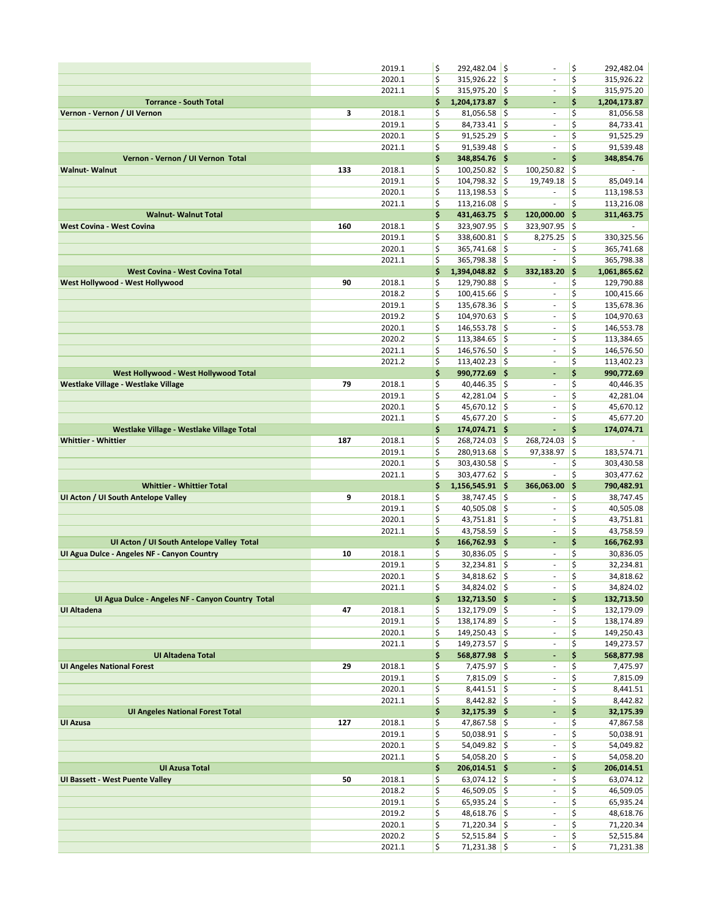| | | | | | |
|---|---|---|---|---|---|
| | | 2019.1 | $ 292,482.04 | $ - | $ 292,482.04 |
| | | 2020.1 | $ 315,926.22 | $ - | $ 315,926.22 |
| | | 2021.1 | $ 315,975.20 | $ - | $ 315,975.20 |
| **Torrance - South Total** | | | **$ 1,204,173.87** | **$ -** | **$ 1,204,173.87** |
| **Vernon - Vernon / UI Vernon** | **3** | 2018.1 | $ 81,056.58 | $ - | $ 81,056.58 |
| | | 2019.1 | $ 84,733.41 | $ - | $ 84,733.41 |
| | | 2020.1 | $ 91,525.29 | $ - | $ 91,525.29 |
| | | 2021.1 | $ 91,539.48 | $ - | $ 91,539.48 |
| **Vernon - Vernon / UI Vernon Total** | | | **$ 348,854.76** | **$ -** | **$ 348,854.76** |
| **Walnut- Walnut** | **133** | 2018.1 | $ 100,250.82 | $ 100,250.82 | $ - |
| | | 2019.1 | $ 104,798.32 | $ 19,749.18 | $ 85,049.14 |
| | | 2020.1 | $ 113,198.53 | $ - | $ 113,198.53 |
| | | 2021.1 | $ 113,216.08 | $ - | $ 113,216.08 |
| **Walnut- Walnut Total** | | | **$ 431,463.75** | **$ 120,000.00** | **$ 311,463.75** |
| **West Covina - West Covina** | **160** | 2018.1 | $ 323,907.95 | $ 323,907.95 | $ - |
| | | 2019.1 | $ 338,600.81 | $ 8,275.25 | $ 330,325.56 |
| | | 2020.1 | $ 365,741.68 | $ - | $ 365,741.68 |
| | | 2021.1 | $ 365,798.38 | $ - | $ 365,798.38 |
| **West Covina - West Covina Total** | | | **$ 1,394,048.82** | **$ 332,183.20** | **$ 1,061,865.62** |
| **West Hollywood - West Hollywood** | **90** | 2018.1 | $ 129,790.88 | $ - | $ 129,790.88 |
| | | 2018.2 | $ 100,415.66 | $ - | $ 100,415.66 |
| | | 2019.1 | $ 135,678.36 | $ - | $ 135,678.36 |
| | | 2019.2 | $ 104,970.63 | $ - | $ 104,970.63 |
| | | 2020.1 | $ 146,553.78 | $ - | $ 146,553.78 |
| | | 2020.2 | $ 113,384.65 | $ - | $ 113,384.65 |
| | | 2021.1 | $ 146,576.50 | $ - | $ 146,576.50 |
| | | 2021.2 | $ 113,402.23 | $ - | $ 113,402.23 |
| **West Hollywood - West Hollywood Total** | | | **$ 990,772.69** | **$ -** | **$ 990,772.69** |
| **Westlake Village - Westlake Village** | **79** | 2018.1 | $ 40,446.35 | $ - | $ 40,446.35 |
| | | 2019.1 | $ 42,281.04 | $ - | $ 42,281.04 |
| | | 2020.1 | $ 45,670.12 | $ - | $ 45,670.12 |
| | | 2021.1 | $ 45,677.20 | $ - | $ 45,677.20 |
| **Westlake Village - Westlake Village Total** | | | **$ 174,074.71** | **$ -** | **$ 174,074.71** |
| **Whittier - Whittier** | **187** | 2018.1 | $ 268,724.03 | $ 268,724.03 | $ - |
| | | 2019.1 | $ 280,913.68 | $ 97,338.97 | $ 183,574.71 |
| | | 2020.1 | $ 303,430.58 | $ - | $ 303,430.58 |
| | | 2021.1 | $ 303,477.62 | $ - | $ 303,477.62 |
| **Whittier - Whittier Total** | | | **$ 1,156,545.91** | **$ 366,063.00** | **$ 790,482.91** |
| **UI Acton / UI South Antelope Valley** | **9** | 2018.1 | $ 38,747.45 | $ - | $ 38,747.45 |
| | | 2019.1 | $ 40,505.08 | $ - | $ 40,505.08 |
| | | 2020.1 | $ 43,751.81 | $ - | $ 43,751.81 |
| | | 2021.1 | $ 43,758.59 | $ - | $ 43,758.59 |
| **UI Acton / UI South Antelope Valley Total** | | | **$ 166,762.93** | **$ -** | **$ 166,762.93** |
| **UI Agua Dulce - Angeles NF - Canyon Country** | **10** | 2018.1 | $ 30,836.05 | $ - | $ 30,836.05 |
| | | 2019.1 | $ 32,234.81 | $ - | $ 32,234.81 |
| | | 2020.1 | $ 34,818.62 | $ - | $ 34,818.62 |
| | | 2021.1 | $ 34,824.02 | $ - | $ 34,824.02 |
| **UI Agua Dulce - Angeles NF - Canyon Country Total** | | | **$ 132,713.50** | **$ -** | **$ 132,713.50** |
| **UI Altadena** | **47** | 2018.1 | $ 132,179.09 | $ - | $ 132,179.09 |
| | | 2019.1 | $ 138,174.89 | $ - | $ 138,174.89 |
| | | 2020.1 | $ 149,250.43 | $ - | $ 149,250.43 |
| | | 2021.1 | $ 149,273.57 | $ - | $ 149,273.57 |
| **UI Altadena Total** | | | **$ 568,877.98** | **$ -** | **$ 568,877.98** |
| **UI Angeles National Forest** | **29** | 2018.1 | $ 7,475.97 | $ - | $ 7,475.97 |
| | | 2019.1 | $ 7,815.09 | $ - | $ 7,815.09 |
| | | 2020.1 | $ 8,441.51 | $ - | $ 8,441.51 |
| | | 2021.1 | $ 8,442.82 | $ - | $ 8,442.82 |
| **UI Angeles National Forest Total** | | | **$ 32,175.39** | **$ -** | **$ 32,175.39** |
| **UI Azusa** | **127** | 2018.1 | $ 47,867.58 | $ - | $ 47,867.58 |
| | | 2019.1 | $ 50,038.91 | $ - | $ 50,038.91 |
| | | 2020.1 | $ 54,049.82 | $ - | $ 54,049.82 |
| | | 2021.1 | $ 54,058.20 | $ - | $ 54,058.20 |
| **UI Azusa Total** | | | **$ 206,014.51** | **$ -** | **$ 206,014.51** |
| **UI Bassett - West Puente Valley** | **50** | 2018.1 | $ 63,074.12 | $ - | $ 63,074.12 |
| | | 2018.2 | $ 46,509.05 | $ - | $ 46,509.05 |
| | | 2019.1 | $ 65,935.24 | $ - | $ 65,935.24 |
| | | 2019.2 | $ 48,618.76 | $ - | $ 48,618.76 |
| | | 2020.1 | $ 71,220.34 | $ - | $ 71,220.34 |
| | | 2020.2 | $ 52,515.84 | $ - | $ 52,515.84 |
| | | 2021.1 | $ 71,231.38 | $ - | $ 71,231.38 |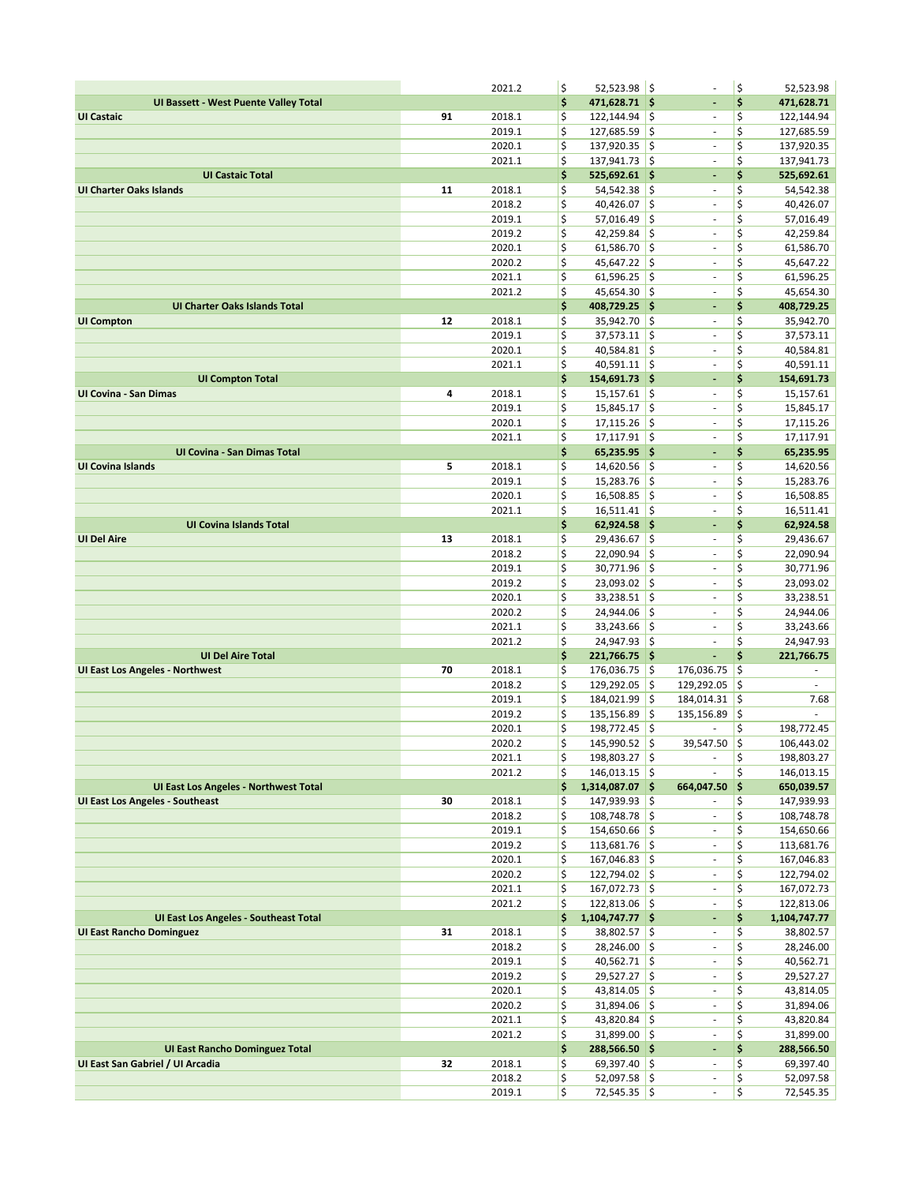| | | | | | |
|---|---|---|---|---|---|
| | | 2021.2 | $ 52,523.98 | $ - | $ 52,523.98 |
| **UI Bassett - West Puente Valley Total** | | | **$ 471,628.71** | **$ -** | **$ 471,628.71** |
| **UI Castaic** | **91** | 2018.1 | $ 122,144.94 | $ - | $ 122,144.94 |
| | | 2019.1 | $ 127,685.59 | $ - | $ 127,685.59 |
| | | 2020.1 | $ 137,920.35 | $ - | $ 137,920.35 |
| | | 2021.1 | $ 137,941.73 | $ - | $ 137,941.73 |
| **UI Castaic Total** | | | **$ 525,692.61** | **$ -** | **$ 525,692.61** |
| **UI Charter Oaks Islands** | **11** | 2018.1 | $ 54,542.38 | $ - | $ 54,542.38 |
| | | 2018.2 | $ 40,426.07 | $ - | $ 40,426.07 |
| | | 2019.1 | $ 57,016.49 | $ - | $ 57,016.49 |
| | | 2019.2 | $ 42,259.84 | $ - | $ 42,259.84 |
| | | 2020.1 | $ 61,586.70 | $ - | $ 61,586.70 |
| | | 2020.2 | $ 45,647.22 | $ - | $ 45,647.22 |
| | | 2021.1 | $ 61,596.25 | $ - | $ 61,596.25 |
| | | 2021.2 | $ 45,654.30 | $ - | $ 45,654.30 |
| **UI Charter Oaks Islands Total** | | | **$ 408,729.25** | **$ -** | **$ 408,729.25** |
| **UI Compton** | **12** | 2018.1 | $ 35,942.70 | $ - | $ 35,942.70 |
| | | 2019.1 | $ 37,573.11 | $ - | $ 37,573.11 |
| | | 2020.1 | $ 40,584.81 | $ - | $ 40,584.81 |
| | | 2021.1 | $ 40,591.11 | $ - | $ 40,591.11 |
| **UI Compton Total** | | | **$ 154,691.73** | **$ -** | **$ 154,691.73** |
| **UI Covina - San Dimas** | **4** | 2018.1 | $ 15,157.61 | $ - | $ 15,157.61 |
| | | 2019.1 | $ 15,845.17 | $ - | $ 15,845.17 |
| | | 2020.1 | $ 17,115.26 | $ - | $ 17,115.26 |
| | | 2021.1 | $ 17,117.91 | $ - | $ 17,117.91 |
| **UI Covina - San Dimas Total** | | | **$ 65,235.95** | **$ -** | **$ 65,235.95** |
| **UI Covina Islands** | **5** | 2018.1 | $ 14,620.56 | $ - | $ 14,620.56 |
| | | 2019.1 | $ 15,283.76 | $ - | $ 15,283.76 |
| | | 2020.1 | $ 16,508.85 | $ - | $ 16,508.85 |
| | | 2021.1 | $ 16,511.41 | $ - | $ 16,511.41 |
| **UI Covina Islands Total** | | | **$ 62,924.58** | **$ -** | **$ 62,924.58** |
| **UI Del Aire** | **13** | 2018.1 | $ 29,436.67 | $ - | $ 29,436.67 |
| | | 2018.2 | $ 22,090.94 | $ - | $ 22,090.94 |
| | | 2019.1 | $ 30,771.96 | $ - | $ 30,771.96 |
| | | 2019.2 | $ 23,093.02 | $ - | $ 23,093.02 |
| | | 2020.1 | $ 33,238.51 | $ - | $ 33,238.51 |
| | | 2020.2 | $ 24,944.06 | $ - | $ 24,944.06 |
| | | 2021.1 | $ 33,243.66 | $ - | $ 33,243.66 |
| | | 2021.2 | $ 24,947.93 | $ - | $ 24,947.93 |
| **UI Del Aire Total** | | | **$ 221,766.75** | **$ -** | **$ 221,766.75** |
| **UI East Los Angeles - Northwest** | **70** | 2018.1 | $ 176,036.75 | $ 176,036.75 | $ - |
| | | 2018.2 | $ 129,292.05 | $ 129,292.05 | $ - |
| | | 2019.1 | $ 184,021.99 | $ 184,014.31 | $ 7.68 |
| | | 2019.2 | $ 135,156.89 | $ 135,156.89 | $ - |
| | | 2020.1 | $ 198,772.45 | $ - | $ 198,772.45 |
| | | 2020.2 | $ 145,990.52 | $ 39,547.50 | $ 106,443.02 |
| | | 2021.1 | $ 198,803.27 | $ - | $ 198,803.27 |
| | | 2021.2 | $ 146,013.15 | $ - | $ 146,013.15 |
| **UI East Los Angeles - Northwest Total** | | | **$ 1,314,087.07** | **$ 664,047.50** | **$ 650,039.57** |
| **UI East Los Angeles - Southeast** | **30** | 2018.1 | $ 147,939.93 | $ - | $ 147,939.93 |
| | | 2018.2 | $ 108,748.78 | $ - | $ 108,748.78 |
| | | 2019.1 | $ 154,650.66 | $ - | $ 154,650.66 |
| | | 2019.2 | $ 113,681.76 | $ - | $ 113,681.76 |
| | | 2020.1 | $ 167,046.83 | $ - | $ 167,046.83 |
| | | 2020.2 | $ 122,794.02 | $ - | $ 122,794.02 |
| | | 2021.1 | $ 167,072.73 | $ - | $ 167,072.73 |
| | | 2021.2 | $ 122,813.06 | $ - | $ 122,813.06 |
| **UI East Los Angeles - Southeast Total** | | | **$ 1,104,747.77** | **$ -** | **$ 1,104,747.77** |
| **UI East Rancho Dominguez** | **31** | 2018.1 | $ 38,802.57 | $ - | $ 38,802.57 |
| | | 2018.2 | $ 28,246.00 | $ - | $ 28,246.00 |
| | | 2019.1 | $ 40,562.71 | $ - | $ 40,562.71 |
| | | 2019.2 | $ 29,527.27 | $ - | $ 29,527.27 |
| | | 2020.1 | $ 43,814.05 | $ - | $ 43,814.05 |
| | | 2020.2 | $ 31,894.06 | $ - | $ 31,894.06 |
| | | 2021.1 | $ 43,820.84 | $ - | $ 43,820.84 |
| | | 2021.2 | $ 31,899.00 | $ - | $ 31,899.00 |
| **UI East Rancho Dominguez Total** | | | **$ 288,566.50** | **$ -** | **$ 288,566.50** |
| **UI East San Gabriel / UI Arcadia** | **32** | 2018.1 | $ 69,397.40 | $ - | $ 69,397.40 |
| | | 2018.2 | $ 52,097.58 | $ - | $ 52,097.58 |
| | | 2019.1 | $ 72,545.35 | $ - | $ 72,545.35 |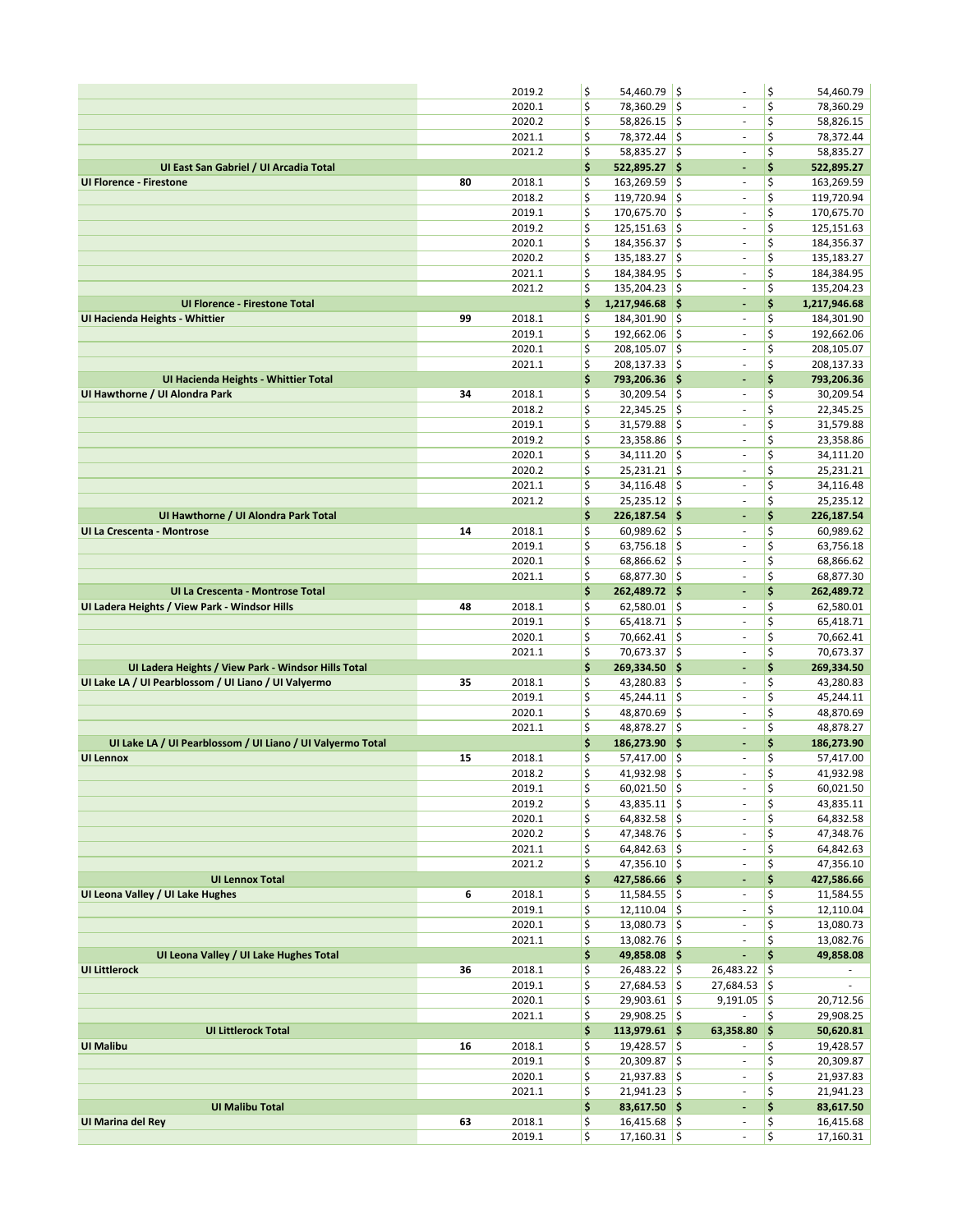| | | | | | |
|---|---|---|---|---|---|
| | | 2019.2 | $ 54,460.79 | $ - | $ 54,460.79 |
| | | 2020.1 | $ 78,360.29 | $ - | $ 78,360.29 |
| | | 2020.2 | $ 58,826.15 | $ - | $ 58,826.15 |
| | | 2021.1 | $ 78,372.44 | $ - | $ 78,372.44 |
| | | 2021.2 | $ 58,835.27 | $ - | $ 58,835.27 |
| **UI East San Gabriel / UI Arcadia Total** | | | **$ 522,895.27** | **$ -** | **$ 522,895.27** |
| **UI Florence - Firestone** | **80** | 2018.1 | $ 163,269.59 | $ - | $ 163,269.59 |
| | | 2018.2 | $ 119,720.94 | $ - | $ 119,720.94 |
| | | 2019.1 | $ 170,675.70 | $ - | $ 170,675.70 |
| | | 2019.2 | $ 125,151.63 | $ - | $ 125,151.63 |
| | | 2020.1 | $ 184,356.37 | $ - | $ 184,356.37 |
| | | 2020.2 | $ 135,183.27 | $ - | $ 135,183.27 |
| | | 2021.1 | $ 184,384.95 | $ - | $ 184,384.95 |
| | | 2021.2 | $ 135,204.23 | $ - | $ 135,204.23 |
| **UI Florence - Firestone Total** | | | **$ 1,217,946.68** | **$ -** | **$ 1,217,946.68** |
| **UI Hacienda Heights - Whittier** | **99** | 2018.1 | $ 184,301.90 | $ - | $ 184,301.90 |
| | | 2019.1 | $ 192,662.06 | $ - | $ 192,662.06 |
| | | 2020.1 | $ 208,105.07 | $ - | $ 208,105.07 |
| | | 2021.1 | $ 208,137.33 | $ - | $ 208,137.33 |
| **UI Hacienda Heights - Whittier Total** | | | **$ 793,206.36** | **$ -** | **$ 793,206.36** |
| **UI Hawthorne / UI Alondra Park** | **34** | 2018.1 | $ 30,209.54 | $ - | $ 30,209.54 |
| | | 2018.2 | $ 22,345.25 | $ - | $ 22,345.25 |
| | | 2019.1 | $ 31,579.88 | $ - | $ 31,579.88 |
| | | 2019.2 | $ 23,358.86 | $ - | $ 23,358.86 |
| | | 2020.1 | $ 34,111.20 | $ - | $ 34,111.20 |
| | | 2020.2 | $ 25,231.21 | $ - | $ 25,231.21 |
| | | 2021.1 | $ 34,116.48 | $ - | $ 34,116.48 |
| | | 2021.2 | $ 25,235.12 | $ - | $ 25,235.12 |
| **UI Hawthorne / UI Alondra Park Total** | | | **$ 226,187.54** | **$ -** | **$ 226,187.54** |
| **UI La Crescenta - Montrose** | **14** | 2018.1 | $ 60,989.62 | $ - | $ 60,989.62 |
| | | 2019.1 | $ 63,756.18 | $ - | $ 63,756.18 |
| | | 2020.1 | $ 68,866.62 | $ - | $ 68,866.62 |
| | | 2021.1 | $ 68,877.30 | $ - | $ 68,877.30 |
| **UI La Crescenta - Montrose Total** | | | **$ 262,489.72** | **$ -** | **$ 262,489.72** |
| **UI Ladera Heights / View Park - Windsor Hills** | **48** | 2018.1 | $ 62,580.01 | $ - | $ 62,580.01 |
| | | 2019.1 | $ 65,418.71 | $ - | $ 65,418.71 |
| | | 2020.1 | $ 70,662.41 | $ - | $ 70,662.41 |
| | | 2021.1 | $ 70,673.37 | $ - | $ 70,673.37 |
| **UI Ladera Heights / View Park - Windsor Hills Total** | | | **$ 269,334.50** | **$ -** | **$ 269,334.50** |
| **UI Lake LA / UI Pearblossom / UI Llano / UI Valyermo** | **35** | 2018.1 | $ 43,280.83 | $ - | $ 43,280.83 |
| | | 2019.1 | $ 45,244.11 | $ - | $ 45,244.11 |
| | | 2020.1 | $ 48,870.69 | $ - | $ 48,870.69 |
| | | 2021.1 | $ 48,878.27 | $ - | $ 48,878.27 |
| **UI Lake LA / UI Pearblossom / UI Llano / UI Valyermo Total** | | | **$ 186,273.90** | **$ -** | **$ 186,273.90** |
| **UI Lennox** | **15** | 2018.1 | $ 57,417.00 | $ - | $ 57,417.00 |
| | | 2018.2 | $ 41,932.98 | $ - | $ 41,932.98 |
| | | 2019.1 | $ 60,021.50 | $ - | $ 60,021.50 |
| | | 2019.2 | $ 43,835.11 | $ - | $ 43,835.11 |
| | | 2020.1 | $ 64,832.58 | $ - | $ 64,832.58 |
| | | 2020.2 | $ 47,348.76 | $ - | $ 47,348.76 |
| | | 2021.1 | $ 64,842.63 | $ - | $ 64,842.63 |
| | | 2021.2 | $ 47,356.10 | $ - | $ 47,356.10 |
| **UI Lennox Total** | | | **$ 427,586.66** | **$ -** | **$ 427,586.66** |
| **UI Leona Valley / UI Lake Hughes** | **6** | 2018.1 | $ 11,584.55 | $ - | $ 11,584.55 |
| | | 2019.1 | $ 12,110.04 | $ - | $ 12,110.04 |
| | | 2020.1 | $ 13,080.73 | $ - | $ 13,080.73 |
| | | 2021.1 | $ 13,082.76 | $ - | $ 13,082.76 |
| **UI Leona Valley / UI Lake Hughes Total** | | | **$ 49,858.08** | **$ -** | **$ 49,858.08** |
| **UI Littlerock** | **36** | 2018.1 | $ 26,483.22 | $ 26,483.22 | $ - |
| | | 2019.1 | $ 27,684.53 | $ 27,684.53 | $ - |
| | | 2020.1 | $ 29,903.61 | $ 9,191.05 | $ 20,712.56 |
| | | 2021.1 | $ 29,908.25 | $ - | $ 29,908.25 |
| **UI Littlerock Total** | | | **$ 113,979.61** | **$ 63,358.80** | **$ 50,620.81** |
| **UI Malibu** | **16** | 2018.1 | $ 19,428.57 | $ - | $ 19,428.57 |
| | | 2019.1 | $ 20,309.87 | $ - | $ 20,309.87 |
| | | 2020.1 | $ 21,937.83 | $ - | $ 21,937.83 |
| | | 2021.1 | $ 21,941.23 | $ - | $ 21,941.23 |
| **UI Malibu Total** | | | **$ 83,617.50** | **$ -** | **$ 83,617.50** |
| **UI Marina del Rey** | **63** | 2018.1 | $ 16,415.68 | $ - | $ 16,415.68 |
| | | 2019.1 | $ 17,160.31 | $ - | $ 17,160.31 |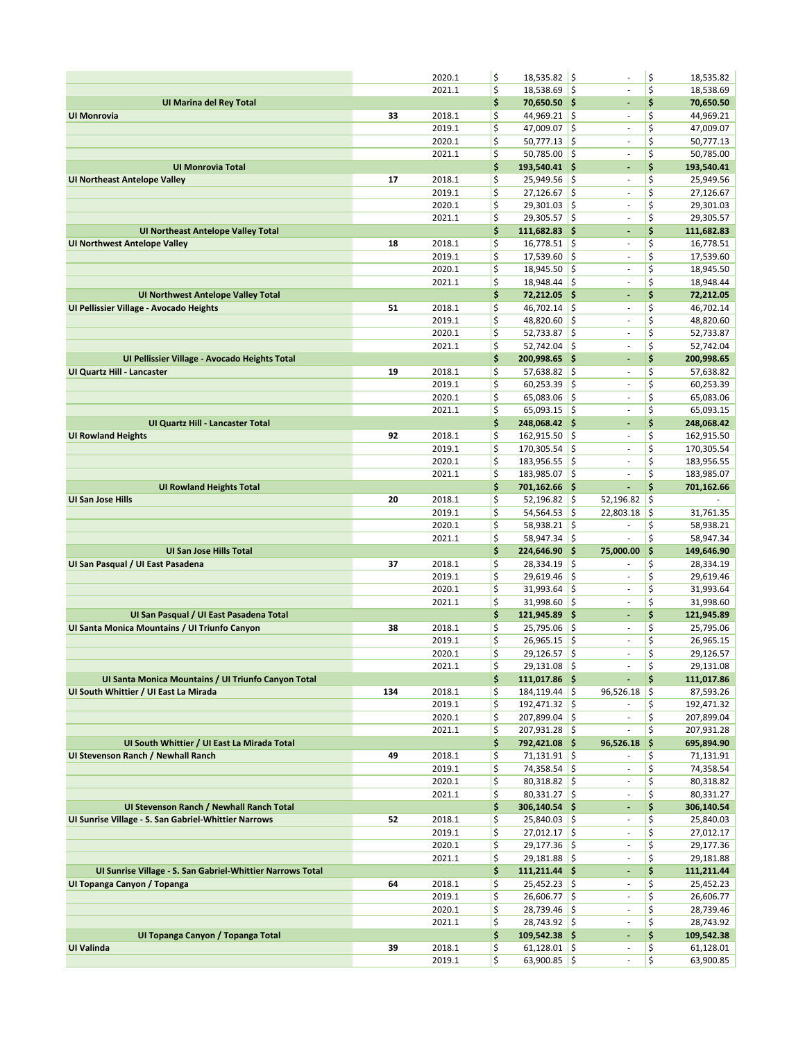| | | | | | |
|---|---|---|---|---|---|
| | | 2020.1 | $ 18,535.82 | $ - | $ 18,535.82 |
| | | 2021.1 | $ 18,538.69 | $ - | $ 18,538.69 |
| **UI Marina del Rey Total** | | | **$ 70,650.50** | **$ -** | **$ 70,650.50** |
| **UI Monrovia** | **33** | 2018.1 | $ 44,969.21 | $ - | $ 44,969.21 |
| | | 2019.1 | $ 47,009.07 | $ - | $ 47,009.07 |
| | | 2020.1 | $ 50,777.13 | $ - | $ 50,777.13 |
| | | 2021.1 | $ 50,785.00 | $ - | $ 50,785.00 |
| **UI Monrovia Total** | | | **$ 193,540.41** | **$ -** | **$ 193,540.41** |
| **UI Northeast Antelope Valley** | **17** | 2018.1 | $ 25,949.56 | $ - | $ 25,949.56 |
| | | 2019.1 | $ 27,126.67 | $ - | $ 27,126.67 |
| | | 2020.1 | $ 29,301.03 | $ - | $ 29,301.03 |
| | | 2021.1 | $ 29,305.57 | $ - | $ 29,305.57 |
| **UI Northeast Antelope Valley Total** | | | **$ 111,682.83** | **$ -** | **$ 111,682.83** |
| **UI Northwest Antelope Valley** | **18** | 2018.1 | $ 16,778.51 | $ - | $ 16,778.51 |
| | | 2019.1 | $ 17,539.60 | $ - | $ 17,539.60 |
| | | 2020.1 | $ 18,945.50 | $ - | $ 18,945.50 |
| | | 2021.1 | $ 18,948.44 | $ - | $ 18,948.44 |
| **UI Northwest Antelope Valley Total** | | | **$ 72,212.05** | **$ -** | **$ 72,212.05** |
| **UI Pellissier Village - Avocado Heights** | **51** | 2018.1 | $ 46,702.14 | $ - | $ 46,702.14 |
| | | 2019.1 | $ 48,820.60 | $ - | $ 48,820.60 |
| | | 2020.1 | $ 52,733.87 | $ - | $ 52,733.87 |
| | | 2021.1 | $ 52,742.04 | $ - | $ 52,742.04 |
| **UI Pellissier Village - Avocado Heights Total** | | | **$ 200,998.65** | **$ -** | **$ 200,998.65** |
| **UI Quartz Hill - Lancaster** | **19** | 2018.1 | $ 57,638.82 | $ - | $ 57,638.82 |
| | | 2019.1 | $ 60,253.39 | $ - | $ 60,253.39 |
| | | 2020.1 | $ 65,083.06 | $ - | $ 65,083.06 |
| | | 2021.1 | $ 65,093.15 | $ - | $ 65,093.15 |
| **UI Quartz Hill - Lancaster Total** | | | **$ 248,068.42** | **$ -** | **$ 248,068.42** |
| **UI Rowland Heights** | **92** | 2018.1 | $ 162,915.50 | $ - | $ 162,915.50 |
| | | 2019.1 | $ 170,305.54 | $ - | $ 170,305.54 |
| | | 2020.1 | $ 183,956.55 | $ - | $ 183,956.55 |
| | | 2021.1 | $ 183,985.07 | $ - | $ 183,985.07 |
| **UI Rowland Heights Total** | | | **$ 701,162.66** | **$ -** | **$ 701,162.66** |
| **UI San Jose Hills** | **20** | 2018.1 | $ 52,196.82 | $ 52,196.82 | $ - |
| | | 2019.1 | $ 54,564.53 | $ 22,803.18 | $ 31,761.35 |
| | | 2020.1 | $ 58,938.21 | $ - | $ 58,938.21 |
| | | 2021.1 | $ 58,947.34 | $ - | $ 58,947.34 |
| **UI San Jose Hills Total** | | | **$ 224,646.90** | **$ 75,000.00** | **$ 149,646.90** |
| **UI San Pasqual / UI East Pasadena** | **37** | 2018.1 | $ 28,334.19 | $ - | $ 28,334.19 |
| | | 2019.1 | $ 29,619.46 | $ - | $ 29,619.46 |
| | | 2020.1 | $ 31,993.64 | $ - | $ 31,993.64 |
| | | 2021.1 | $ 31,998.60 | $ - | $ 31,998.60 |
| **UI San Pasqual / UI East Pasadena Total** | | | **$ 121,945.89** | **$ -** | **$ 121,945.89** |
| **UI Santa Monica Mountains / UI Triunfo Canyon** | **38** | 2018.1 | $ 25,795.06 | $ - | $ 25,795.06 |
| | | 2019.1 | $ 26,965.15 | $ - | $ 26,965.15 |
| | | 2020.1 | $ 29,126.57 | $ - | $ 29,126.57 |
| | | 2021.1 | $ 29,131.08 | $ - | $ 29,131.08 |
| **UI Santa Monica Mountains / UI Triunfo Canyon Total** | | | **$ 111,017.86** | **$ -** | **$ 111,017.86** |
| **UI South Whittier / UI East La Mirada** | **134** | 2018.1 | $ 184,119.44 | $ 96,526.18 | $ 87,593.26 |
| | | 2019.1 | $ 192,471.32 | $ - | $ 192,471.32 |
| | | 2020.1 | $ 207,899.04 | $ - | $ 207,899.04 |
| | | 2021.1 | $ 207,931.28 | $ - | $ 207,931.28 |
| **UI South Whittier / UI East La Mirada Total** | | | **$ 792,421.08** | **$ 96,526.18** | **$ 695,894.90** |
| **UI Stevenson Ranch / Newhall Ranch** | **49** | 2018.1 | $ 71,131.91 | $ - | $ 71,131.91 |
| | | 2019.1 | $ 74,358.54 | $ - | $ 74,358.54 |
| | | 2020.1 | $ 80,318.82 | $ - | $ 80,318.82 |
| | | 2021.1 | $ 80,331.27 | $ - | $ 80,331.27 |
| **UI Stevenson Ranch / Newhall Ranch Total** | | | **$ 306,140.54** | **$ -** | **$ 306,140.54** |
| **UI Sunrise Village - S. San Gabriel-Whittier Narrows** | **52** | 2018.1 | $ 25,840.03 | $ - | $ 25,840.03 |
| | | 2019.1 | $ 27,012.17 | $ - | $ 27,012.17 |
| | | 2020.1 | $ 29,177.36 | $ - | $ 29,177.36 |
| | | 2021.1 | $ 29,181.88 | $ - | $ 29,181.88 |
| **UI Sunrise Village - S. San Gabriel-Whittier Narrows Total** | | | **$ 111,211.44** | **$ -** | **$ 111,211.44** |
| **UI Topanga Canyon / Topanga** | **64** | 2018.1 | $ 25,452.23 | $ - | $ 25,452.23 |
| | | 2019.1 | $ 26,606.77 | $ - | $ 26,606.77 |
| | | 2020.1 | $ 28,739.46 | $ - | $ 28,739.46 |
| | | 2021.1 | $ 28,743.92 | $ - | $ 28,743.92 |
| **UI Topanga Canyon / Topanga Total** | | | **$ 109,542.38** | **$ -** | **$ 109,542.38** |
| **UI Valinda** | **39** | 2018.1 | $ 61,128.01 | $ - | $ 61,128.01 |
| | | 2019.1 | $ 63,900.85 | $ - | $ 63,900.85 |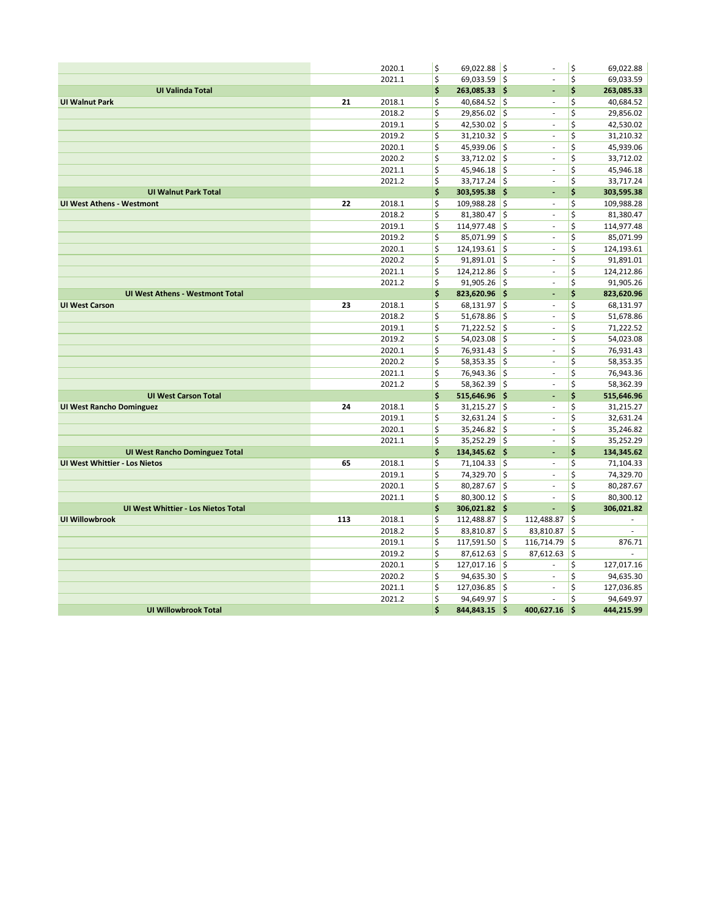| | | | | | |
|---|---|---|---|---|---|
| | | 2020.1 | $ 69,022.88 | $ - | $ 69,022.88 |
| | | 2021.1 | $ 69,033.59 | $ - | $ 69,033.59 |
| **UI Valinda Total** | | | **$ 263,085.33** | **$ -** | **$ 263,085.33** |
| **UI Walnut Park** | **21** | 2018.1 | $ 40,684.52 | $ - | $ 40,684.52 |
| | | 2018.2 | $ 29,856.02 | $ - | $ 29,856.02 |
| | | 2019.1 | $ 42,530.02 | $ - | $ 42,530.02 |
| | | 2019.2 | $ 31,210.32 | $ - | $ 31,210.32 |
| | | 2020.1 | $ 45,939.06 | $ - | $ 45,939.06 |
| | | 2020.2 | $ 33,712.02 | $ - | $ 33,712.02 |
| | | 2021.1 | $ 45,946.18 | $ - | $ 45,946.18 |
| | | 2021.2 | $ 33,717.24 | $ - | $ 33,717.24 |
| **UI Walnut Park Total** | | | **$ 303,595.38** | **$ -** | **$ 303,595.38** |
| **UI West Athens - Westmont** | **22** | 2018.1 | $ 109,988.28 | $ - | $ 109,988.28 |
| | | 2018.2 | $ 81,380.47 | $ - | $ 81,380.47 |
| | | 2019.1 | $ 114,977.48 | $ - | $ 114,977.48 |
| | | 2019.2 | $ 85,071.99 | $ - | $ 85,071.99 |
| | | 2020.1 | $ 124,193.61 | $ - | $ 124,193.61 |
| | | 2020.2 | $ 91,891.01 | $ - | $ 91,891.01 |
| | | 2021.1 | $ 124,212.86 | $ - | $ 124,212.86 |
| | | 2021.2 | $ 91,905.26 | $ - | $ 91,905.26 |
| **UI West Athens - Westmont Total** | | | **$ 823,620.96** | **$ -** | **$ 823,620.96** |
| **UI West Carson** | **23** | 2018.1 | $ 68,131.97 | $ - | $ 68,131.97 |
| | | 2018.2 | $ 51,678.86 | $ - | $ 51,678.86 |
| | | 2019.1 | $ 71,222.52 | $ - | $ 71,222.52 |
| | | 2019.2 | $ 54,023.08 | $ - | $ 54,023.08 |
| | | 2020.1 | $ 76,931.43 | $ - | $ 76,931.43 |
| | | 2020.2 | $ 58,353.35 | $ - | $ 58,353.35 |
| | | 2021.1 | $ 76,943.36 | $ - | $ 76,943.36 |
| | | 2021.2 | $ 58,362.39 | $ - | $ 58,362.39 |
| **UI West Carson Total** | | | **$ 515,646.96** | **$ -** | **$ 515,646.96** |
| **UI West Rancho Dominguez** | **24** | 2018.1 | $ 31,215.27 | $ - | $ 31,215.27 |
| | | 2019.1 | $ 32,631.24 | $ - | $ 32,631.24 |
| | | 2020.1 | $ 35,246.82 | $ - | $ 35,246.82 |
| | | 2021.1 | $ 35,252.29 | $ - | $ 35,252.29 |
| **UI West Rancho Dominguez Total** | | | **$ 134,345.62** | **$ -** | **$ 134,345.62** |
| **UI West Whittier - Los Nietos** | **65** | 2018.1 | $ 71,104.33 | $ - | $ 71,104.33 |
| | | 2019.1 | $ 74,329.70 | $ - | $ 74,329.70 |
| | | 2020.1 | $ 80,287.67 | $ - | $ 80,287.67 |
| | | 2021.1 | $ 80,300.12 | $ - | $ 80,300.12 |
| **UI West Whittier - Los Nietos Total** | | | **$ 306,021.82** | **$ -** | **$ 306,021.82** |
| **UI Willowbrook** | **113** | 2018.1 | $ 112,488.87 | $ 112,488.87 | $ - |
| | | 2018.2 | $ 83,810.87 | $ 83,810.87 | $ - |
| | | 2019.1 | $ 117,591.50 | $ 116,714.79 | $ 876.71 |
| | | 2019.2 | $ 87,612.63 | $ 87,612.63 | $ - |
| | | 2020.1 | $ 127,017.16 | $ - | $ 127,017.16 |
| | | 2020.2 | $ 94,635.30 | $ - | $ 94,635.30 |
| | | 2021.1 | $ 127,036.85 | $ - | $ 127,036.85 |
| | | 2021.2 | $ 94,649.97 | $ - | $ 94,649.97 |
| **UI Willowbrook Total** | | | **$ 844,843.15** | **$ 400,627.16** | **$ 444,215.99** |